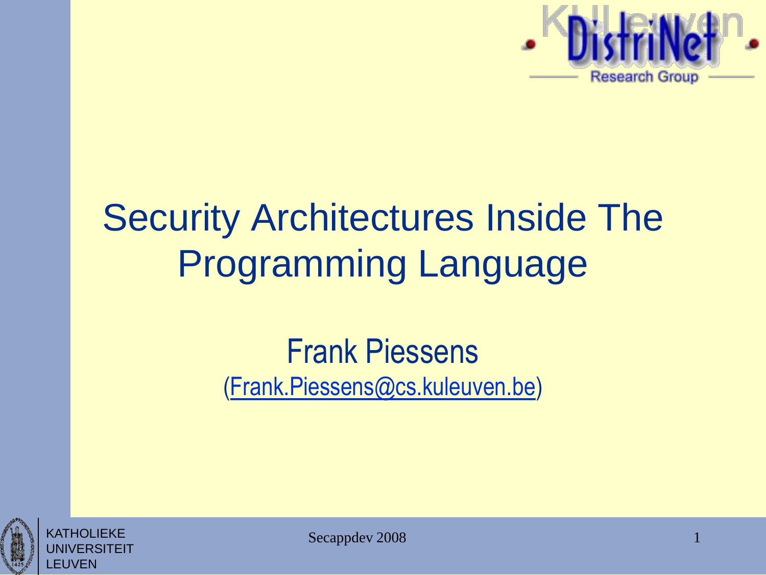# Security Architectures Inside The Programming Language

Frank Piessens

(Frank.Piessens@cs.kuleuven.be)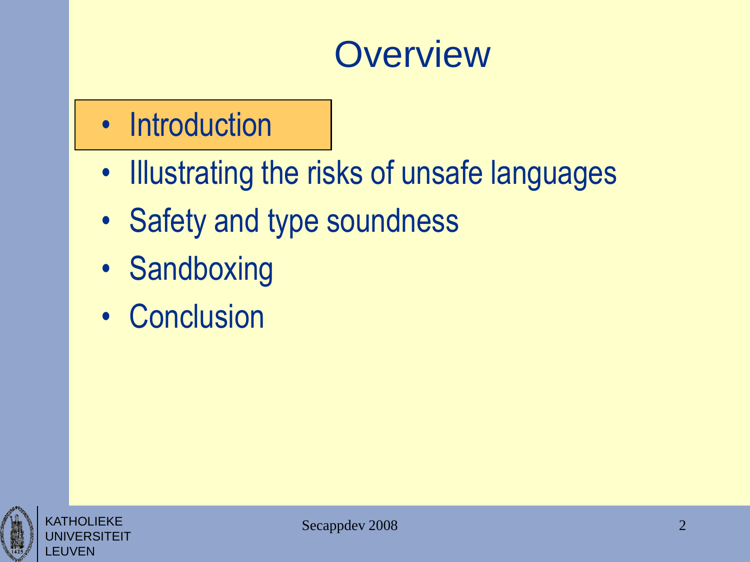# Overview

- Introduction
- Illustrating the risks of unsafe languages
- Safety and type soundness
- Sandboxing
- Conclusion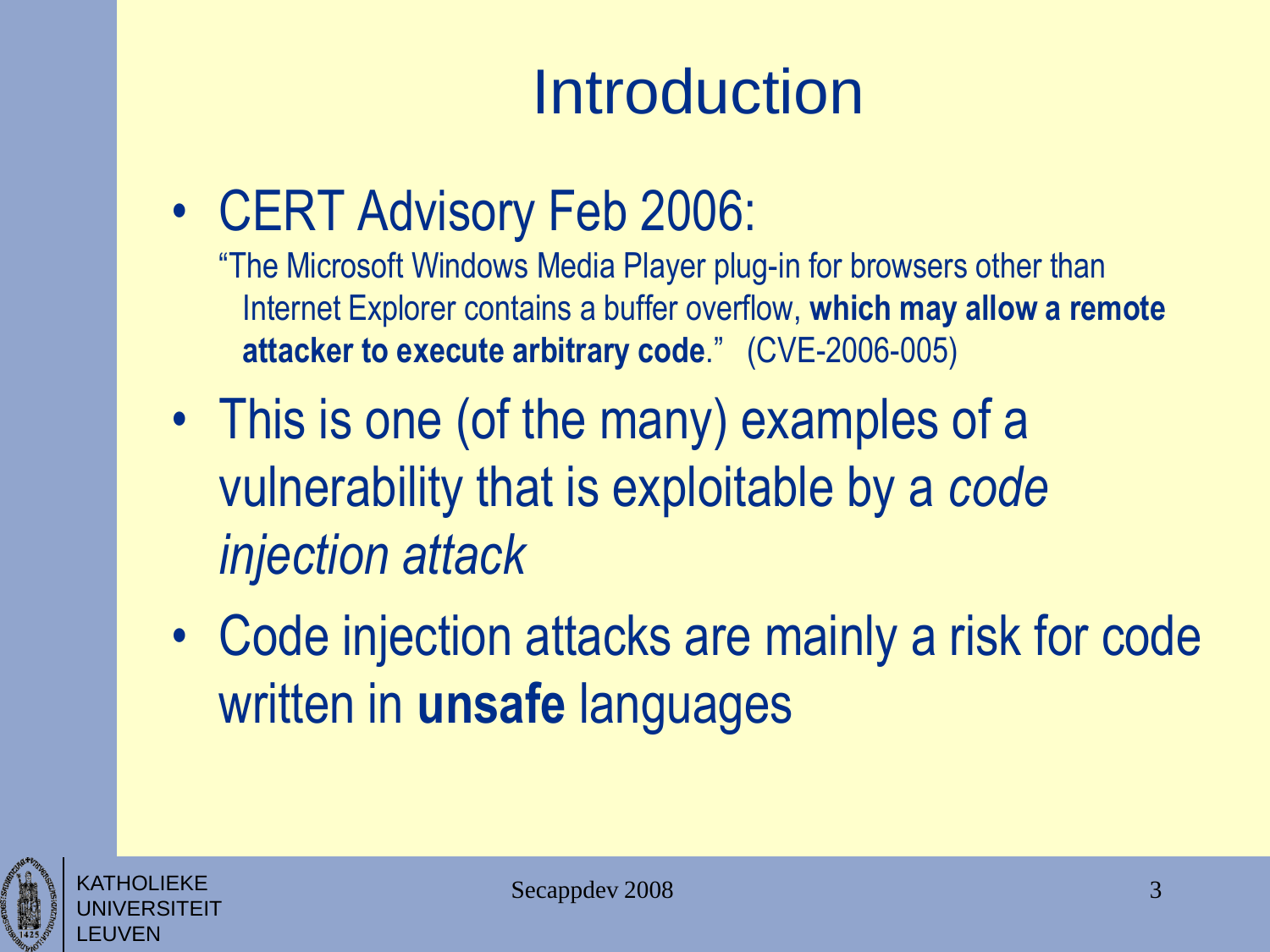# Introduction

- CERT Advisory Feb 2006:

  "The Microsoft Windows Media Player plug-in for browsers other than Internet Explorer contains a buffer overflow, **which may allow a remote attacker to execute arbitrary code**." (CVE-2006-005)

- This is one (of the many) examples of a vulnerability that is exploitable by a *code injection attack*
- Code injection attacks are mainly a risk for code written in **unsafe** languages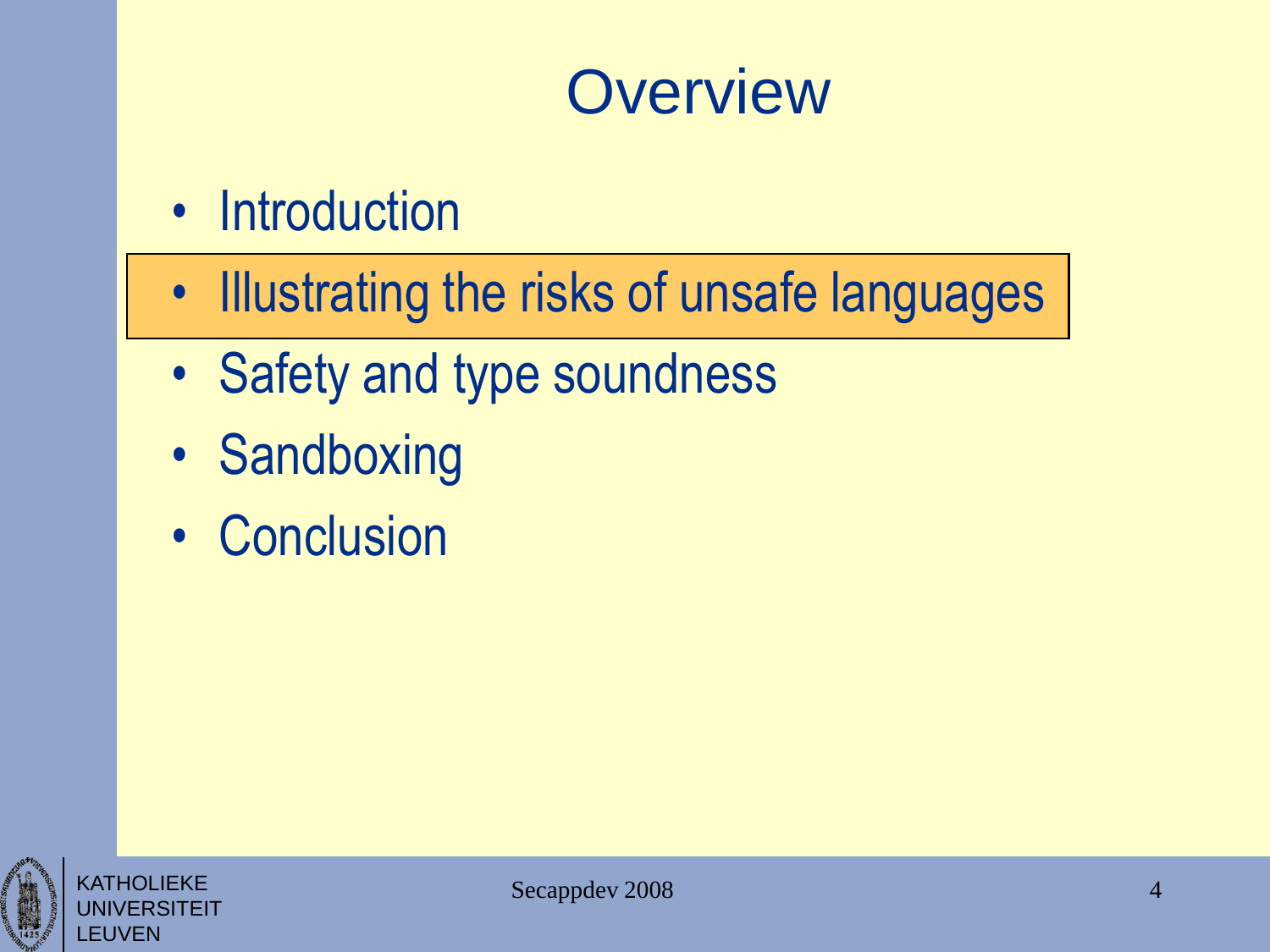# Overview

- Introduction
- Illustrating the risks of unsafe languages
- Safety and type soundness
- Sandboxing
- Conclusion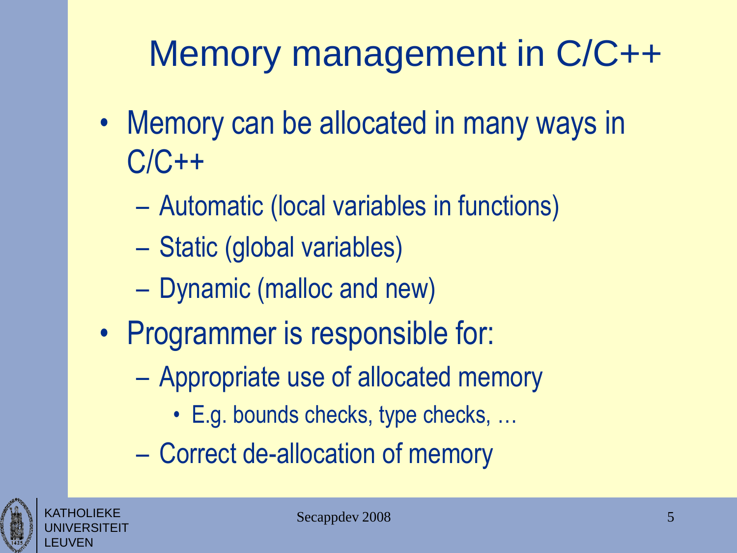# Memory management in C/C++

- Memory can be allocated in many ways in C/C++
  - Automatic (local variables in functions)
  - Static (global variables)
  - Dynamic (malloc and new)
- Programmer is responsible for:
  - Appropriate use of allocated memory
    - E.g. bounds checks, type checks, …
  - Correct de-allocation of memory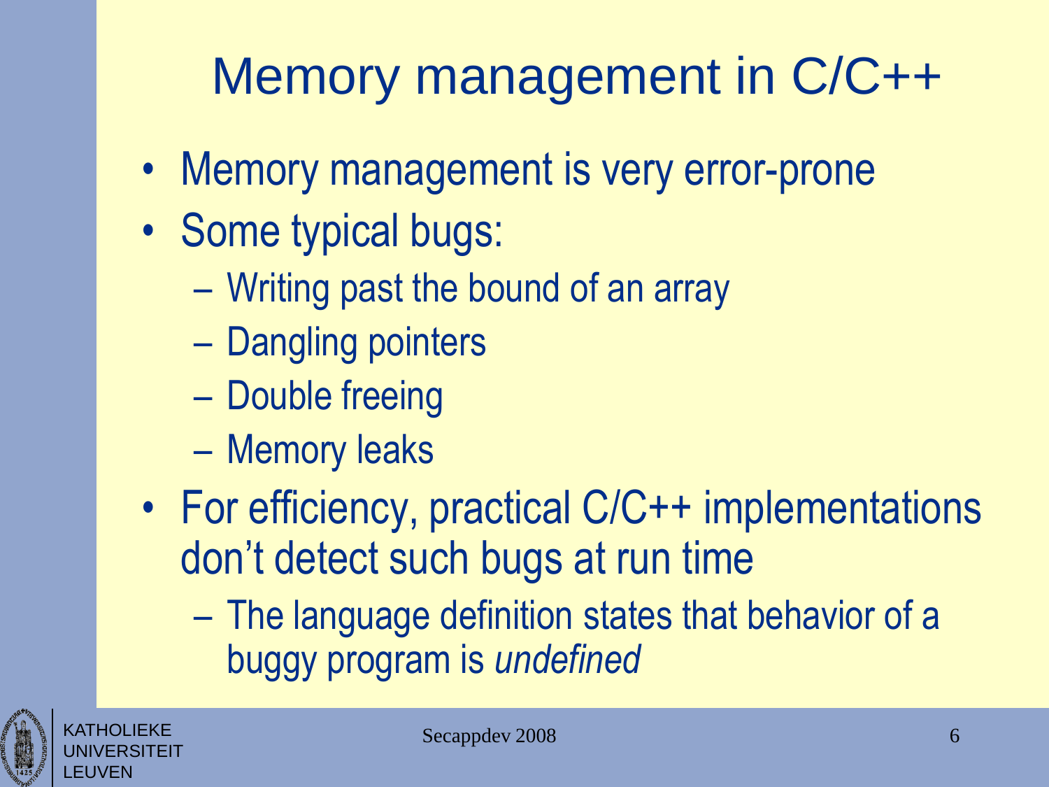# Memory management in C/C++

- Memory management is very error-prone
- Some typical bugs:
  - Writing past the bound of an array
  - Dangling pointers
  - Double freeing
  - Memory leaks
- For efficiency, practical C/C++ implementations don't detect such bugs at run time
  - The language definition states that behavior of a buggy program is *undefined*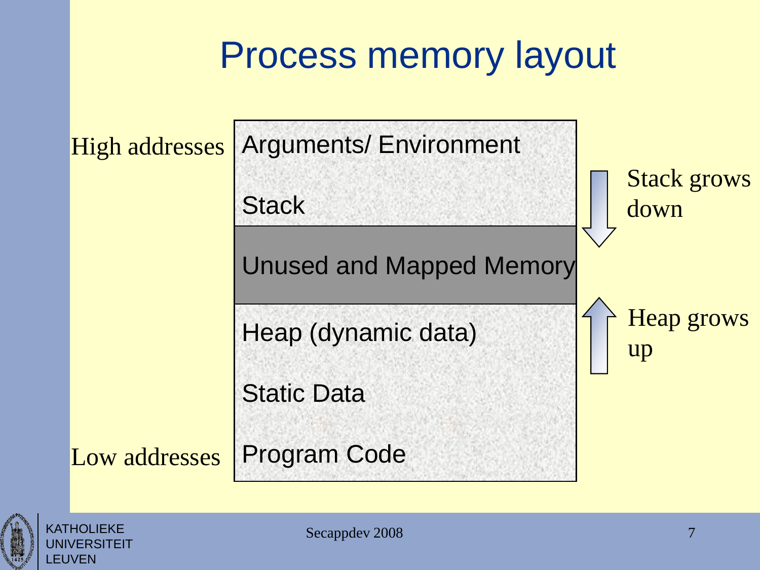# Process memory layout

High addresses

| |
|---|
| Arguments/ Environment |
| Stack |
| Unused and Mapped Memory |
| Heap (dynamic data) |
| Static Data |
| Program Code |

Low addresses

Stack grows down

Heap grows up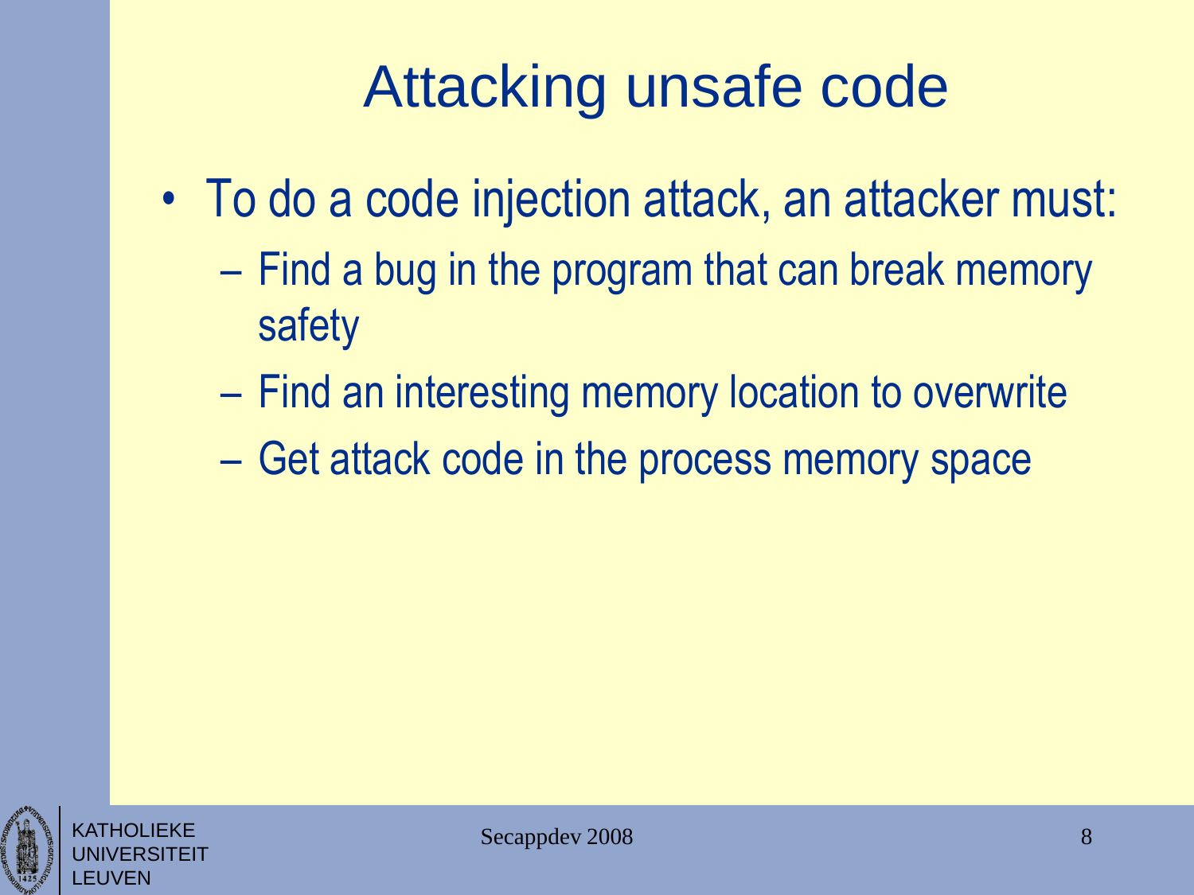# Attacking unsafe code

- To do a code injection attack, an attacker must:
  - Find a bug in the program that can break memory safety
  - Find an interesting memory location to overwrite
  - Get attack code in the process memory space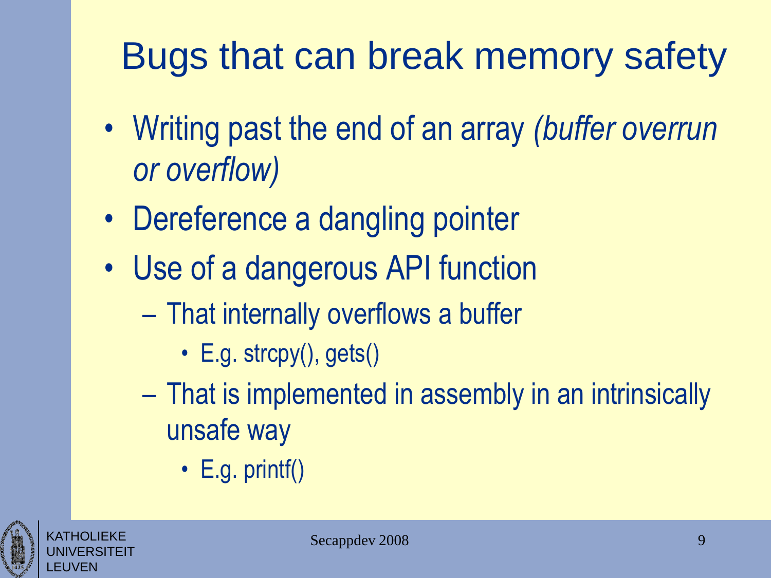# Bugs that can break memory safety

- Writing past the end of an array *(buffer overrun or overflow)*
- Dereference a dangling pointer
- Use of a dangerous API function
  - That internally overflows a buffer
    - E.g. strcpy(), gets()
  - That is implemented in assembly in an intrinsically unsafe way
    - E.g. printf()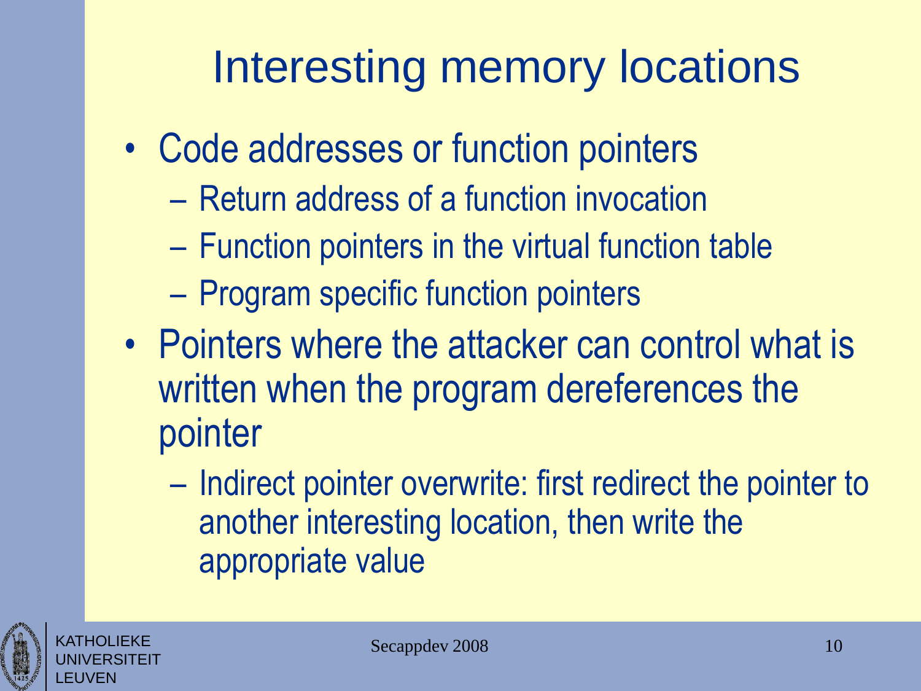# Interesting memory locations

- Code addresses or function pointers
  - Return address of a function invocation
  - Function pointers in the virtual function table
  - Program specific function pointers
- Pointers where the attacker can control what is written when the program dereferences the pointer
  - Indirect pointer overwrite: first redirect the pointer to another interesting location, then write the appropriate value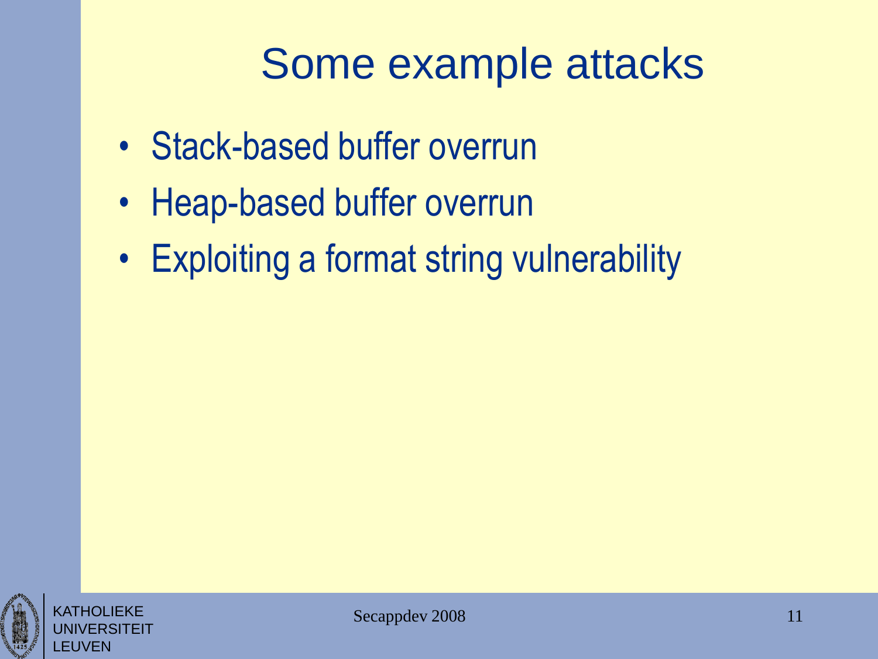# Some example attacks

- Stack-based buffer overrun
- Heap-based buffer overrun
- Exploiting a format string vulnerability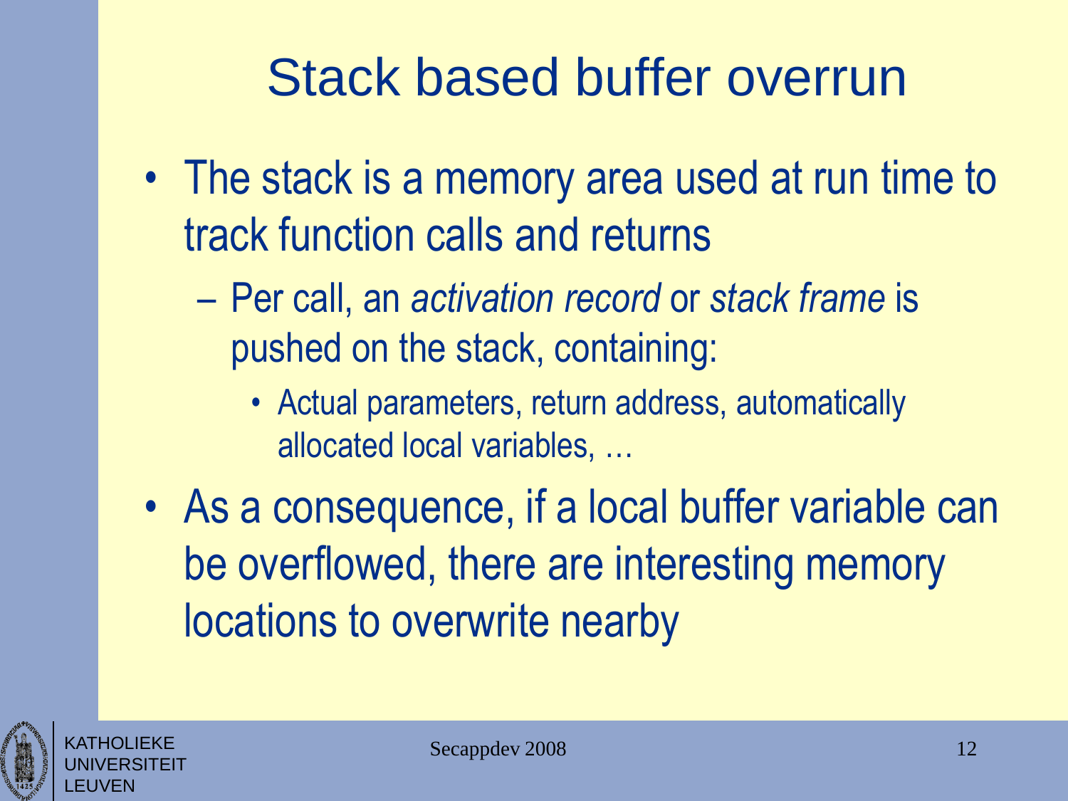# Stack based buffer overrun

- The stack is a memory area used at run time to track function calls and returns
  - Per call, an *activation record* or *stack frame* is pushed on the stack, containing:
    - Actual parameters, return address, automatically allocated local variables, …
- As a consequence, if a local buffer variable can be overflowed, there are interesting memory locations to overwrite nearby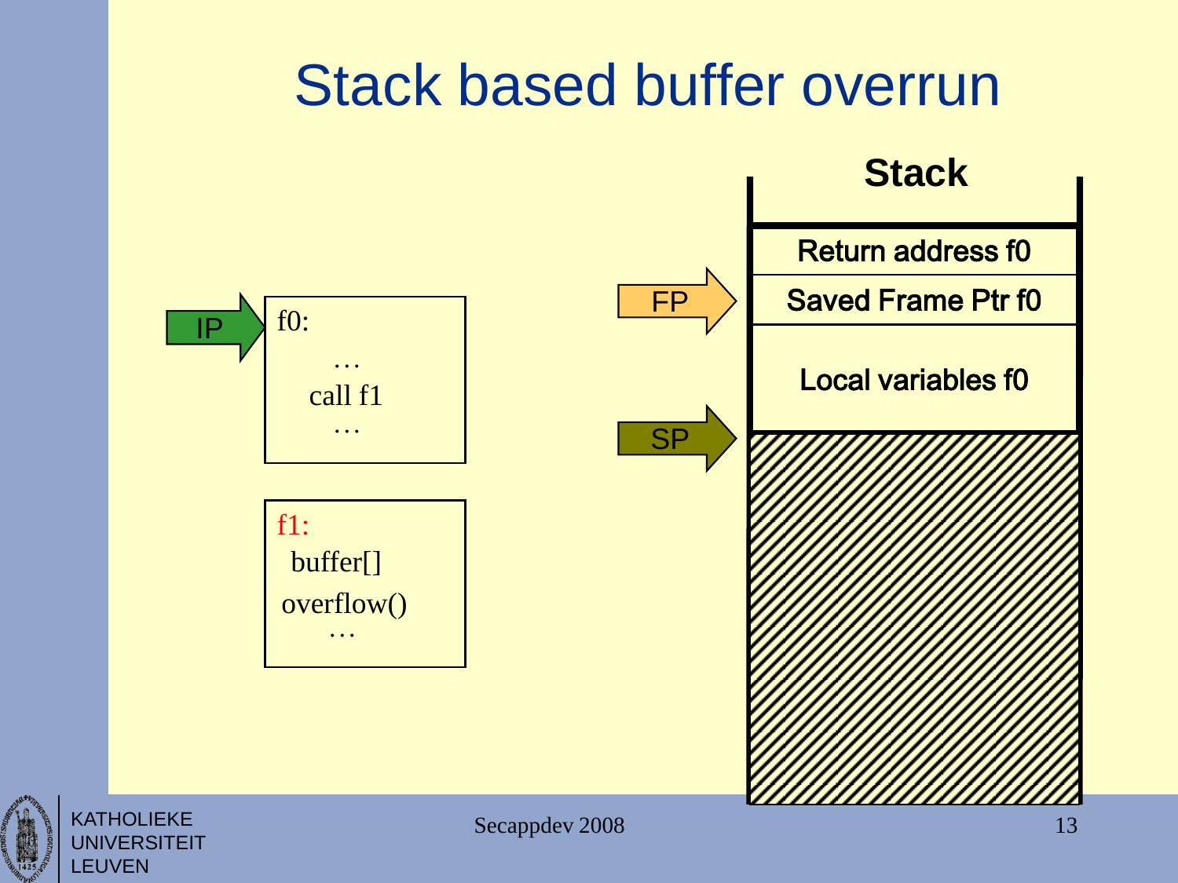# Stack based buffer overrun

IP → 

```
f0:
    …
  call f1
    …
```

```
f1:
 buffer[]
 overflow()
   …
```

**Stack**

| Stack |
| --- |
| Return address f0 |
| Saved Frame Ptr f0 (← FP) |
| Local variables f0 |
| (← SP) |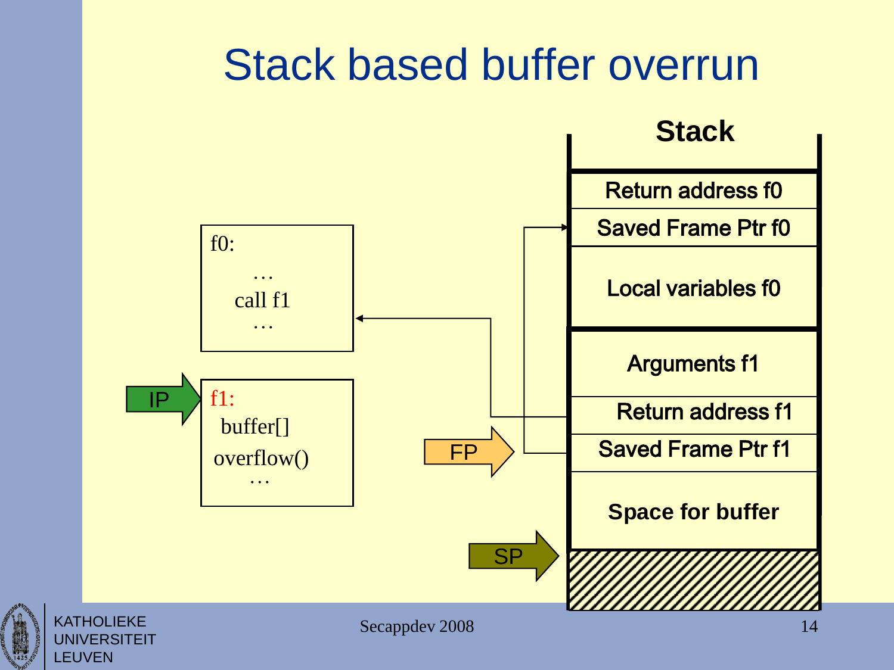# Stack based buffer overrun

**Stack**

| Stack |
|---|
| Return address f0 |
| Saved Frame Ptr f0 |
| Local variables f0 |
| Arguments f1 |
| Return address f1 |
| Saved Frame Ptr f1 |
| Space for buffer |

```
f0:
    …
  call f1
    …
```

```
f1:
 buffer[]
overflow()
    …
```

IP

FP

SP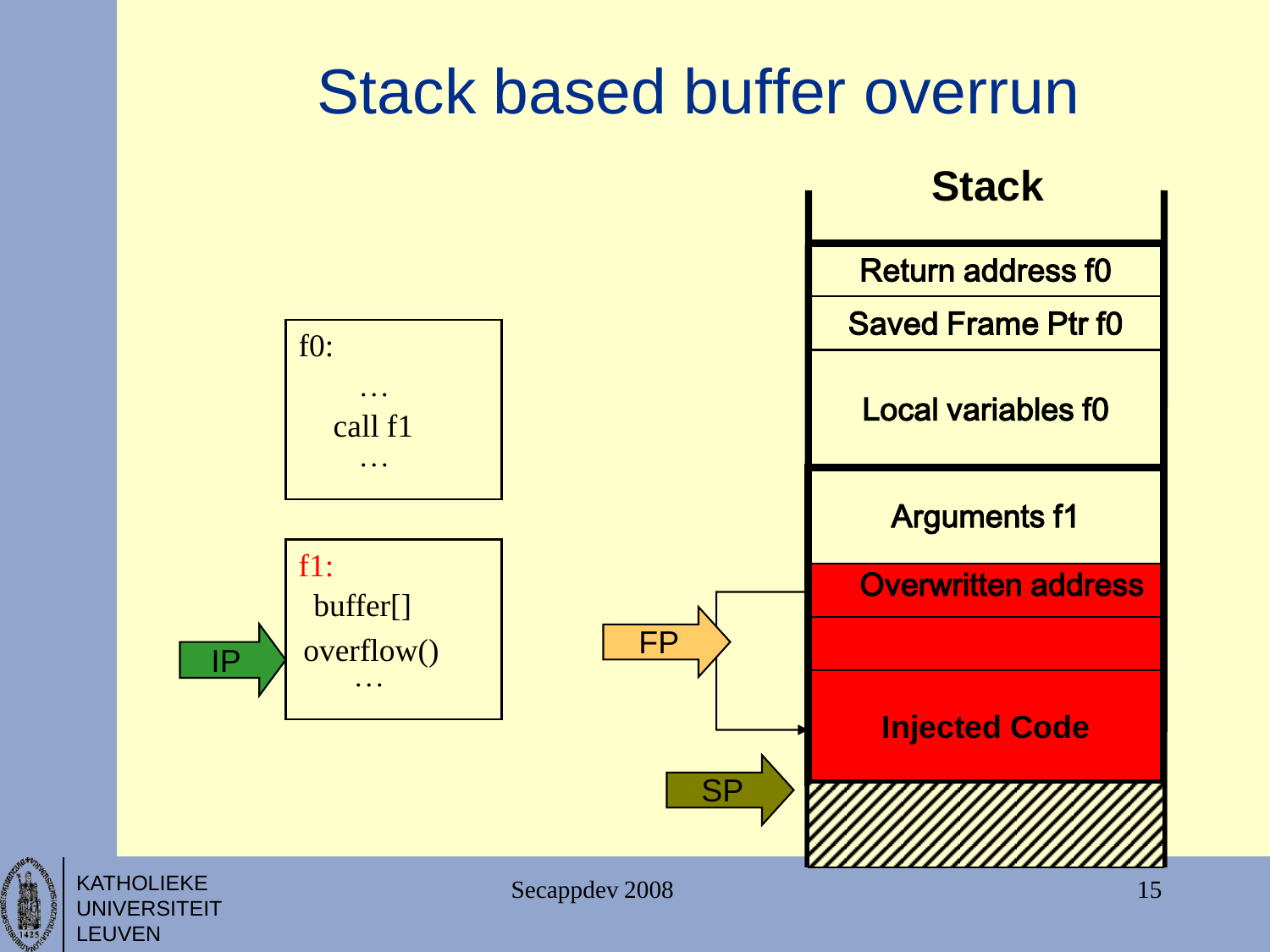# Stack based buffer overrun

f0:
```
    …
  call f1
    …
```

f1:
```
  buffer[]
  overflow()
    …
```

IP

FP

SP

**Stack**

| Stack |
|---|
| Return address f0 |
| Saved Frame Ptr f0 |
| Local variables f0 |
| Arguments f1 |
| Overwritten address |
| |
| Injected Code |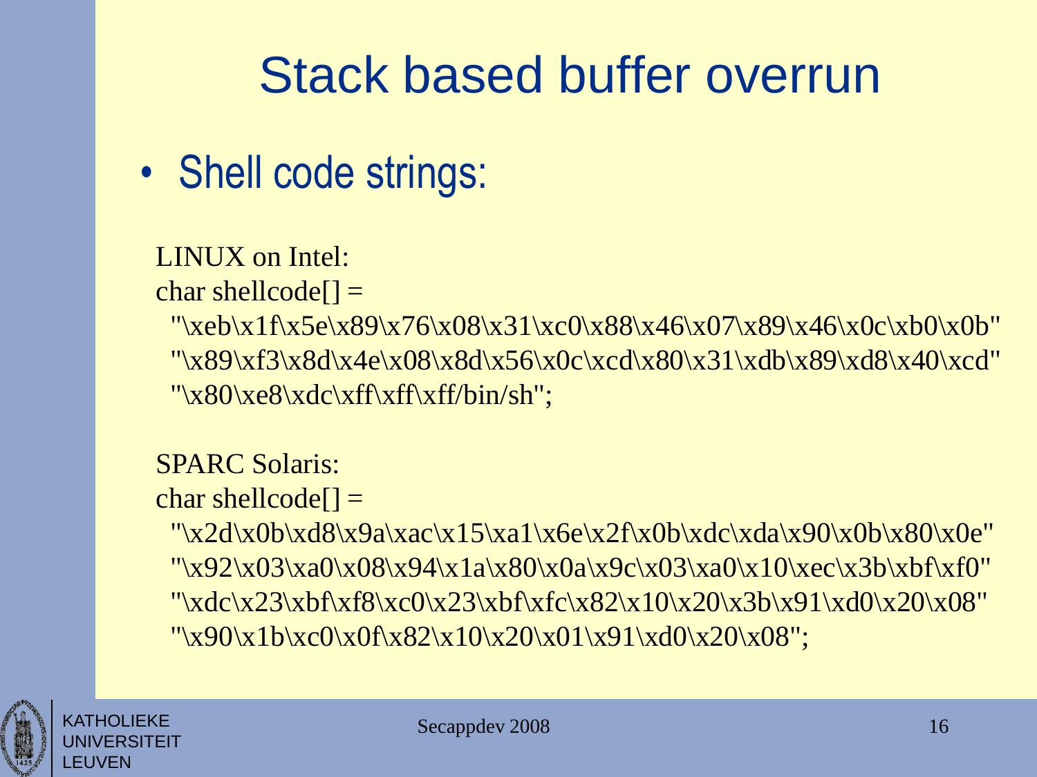# Stack based buffer overrun

- Shell code strings:

LINUX on Intel:

```
char shellcode[] =
  "\xeb\x1f\x5e\x89\x76\x08\x31\xc0\x88\x46\x07\x89\x46\x0c\xb0\x0b"
  "\x89\xf3\x8d\x4e\x08\x8d\x56\x0c\xcd\x80\x31\xdb\x89\xd8\x40\xcd"
  "\x80\xe8\xdc\xff\xff\xff/bin/sh";
```

SPARC Solaris:

```
char shellcode[] =
  "\x2d\x0b\xd8\x9a\xac\x15\xa1\x6e\x2f\x0b\xdc\xda\x90\x0b\x80\x0e"
  "\x92\x03\xa0\x08\x94\x1a\x80\x0a\x9c\x03\xa0\x10\xec\x3b\xbf\xf0"
  "\xdc\x23\xbf\xf8\xc0\x23\xbf\xfc\x82\x10\x20\x3b\x91\xd0\x20\x08"
  "\x90\x1b\xc0\x0f\x82\x10\x20\x01\x91\xd0\x20\x08";
```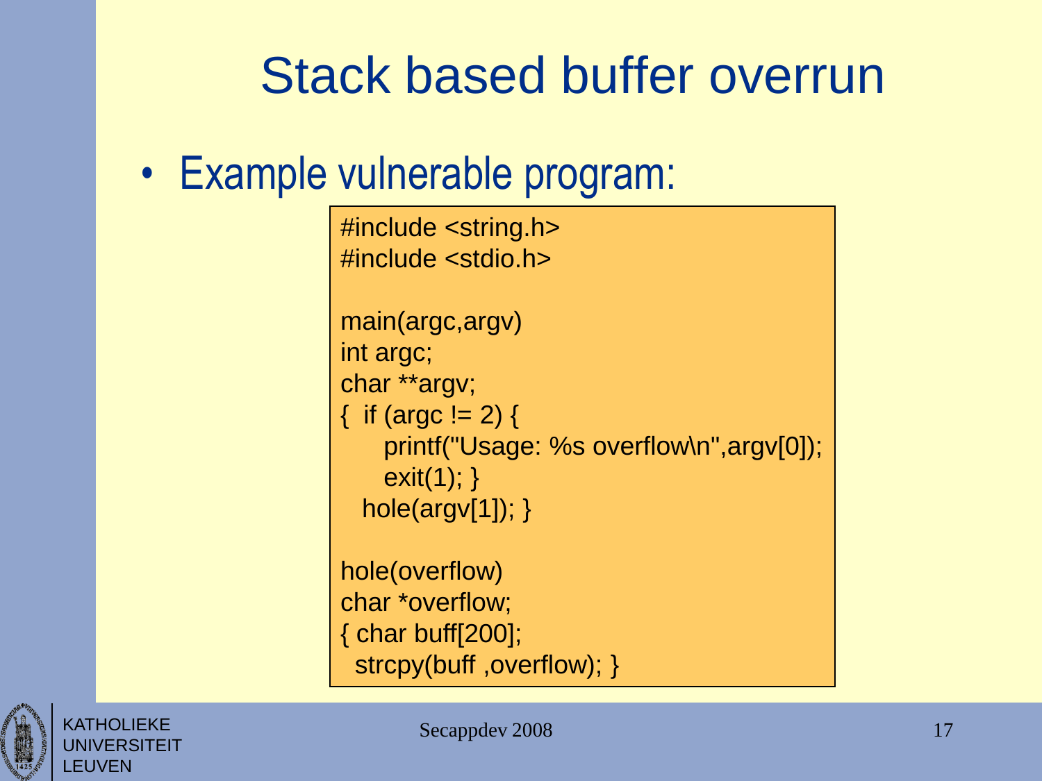# Stack based buffer overrun

- Example vulnerable program:

```
#include <string.h>
#include <stdio.h>

main(argc,argv)
int argc;
char **argv;
{  if (argc != 2) {
      printf("Usage: %s overflow\n",argv[0]);
      exit(1); }
   hole(argv[1]); }

hole(overflow)
char *overflow;
{ char buff[200];
  strcpy(buff ,overflow); }
```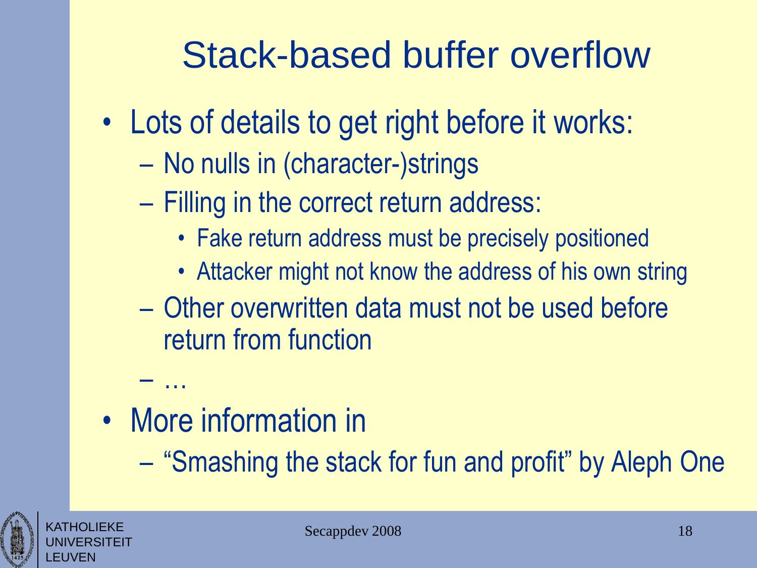# Stack-based buffer overflow

- Lots of details to get right before it works:
  - No nulls in (character-)strings
  - Filling in the correct return address:
    - Fake return address must be precisely positioned
    - Attacker might not know the address of his own string
  - Other overwritten data must not be used before return from function
  - …
- More information in
  - "Smashing the stack for fun and profit" by Aleph One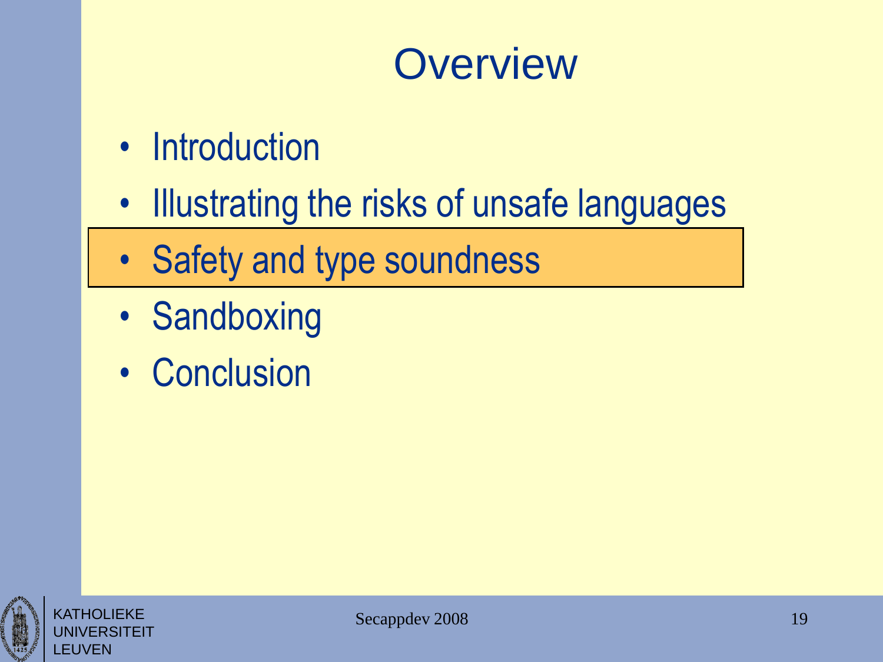# Overview

- Introduction
- Illustrating the risks of unsafe languages
- Safety and type soundness
- Sandboxing
- Conclusion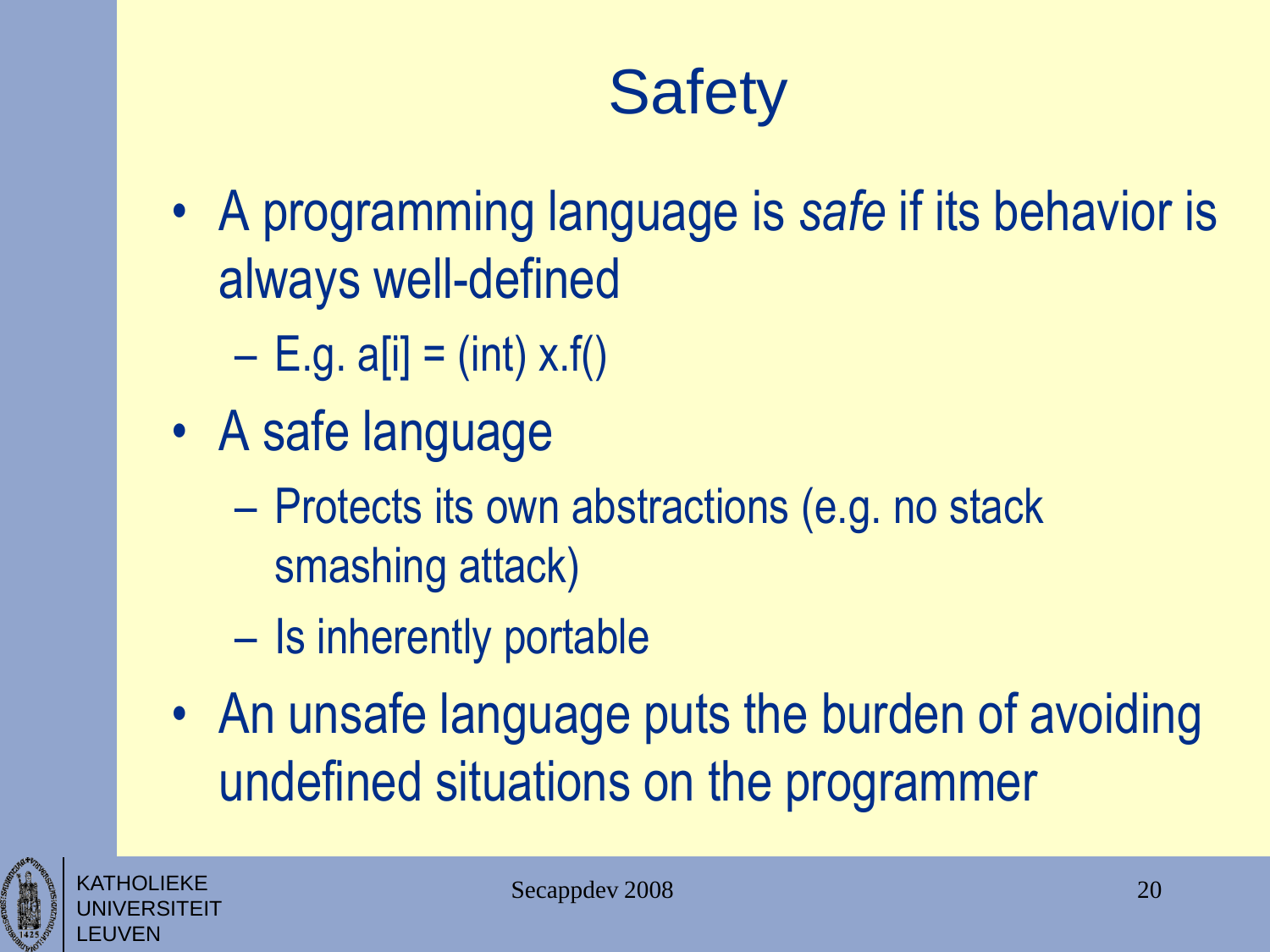# Safety

- A programming language is *safe* if its behavior is always well-defined
  - E.g. a[i] = (int) x.f()
- A safe language
  - Protects its own abstractions (e.g. no stack smashing attack)
  - Is inherently portable
- An unsafe language puts the burden of avoiding undefined situations on the programmer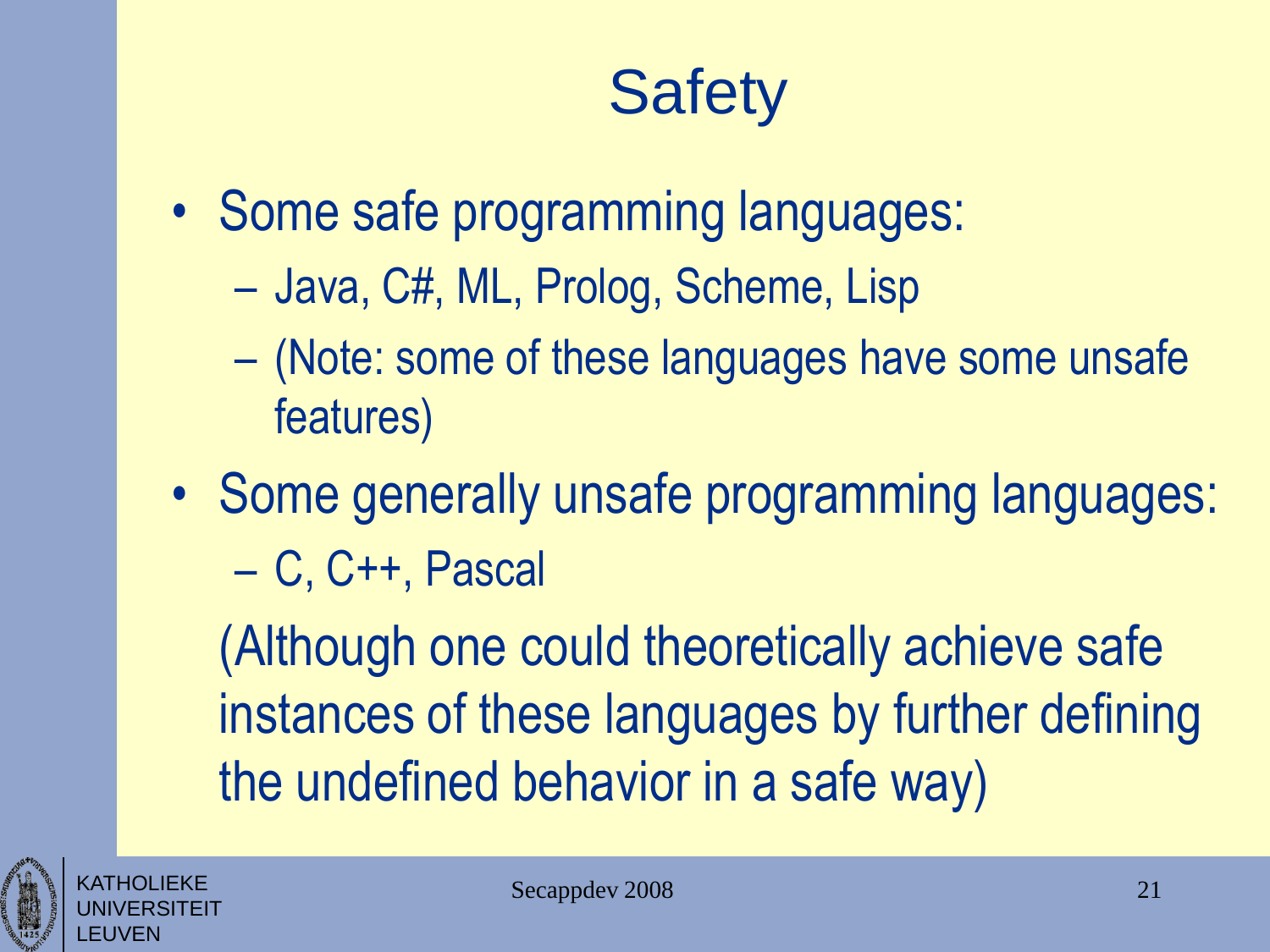# Safety

- Some safe programming languages:
  - Java, C#, ML, Prolog, Scheme, Lisp
  - (Note: some of these languages have some unsafe features)
- Some generally unsafe programming languages:
  - C, C++, Pascal

  (Although one could theoretically achieve safe instances of these languages by further defining the undefined behavior in a safe way)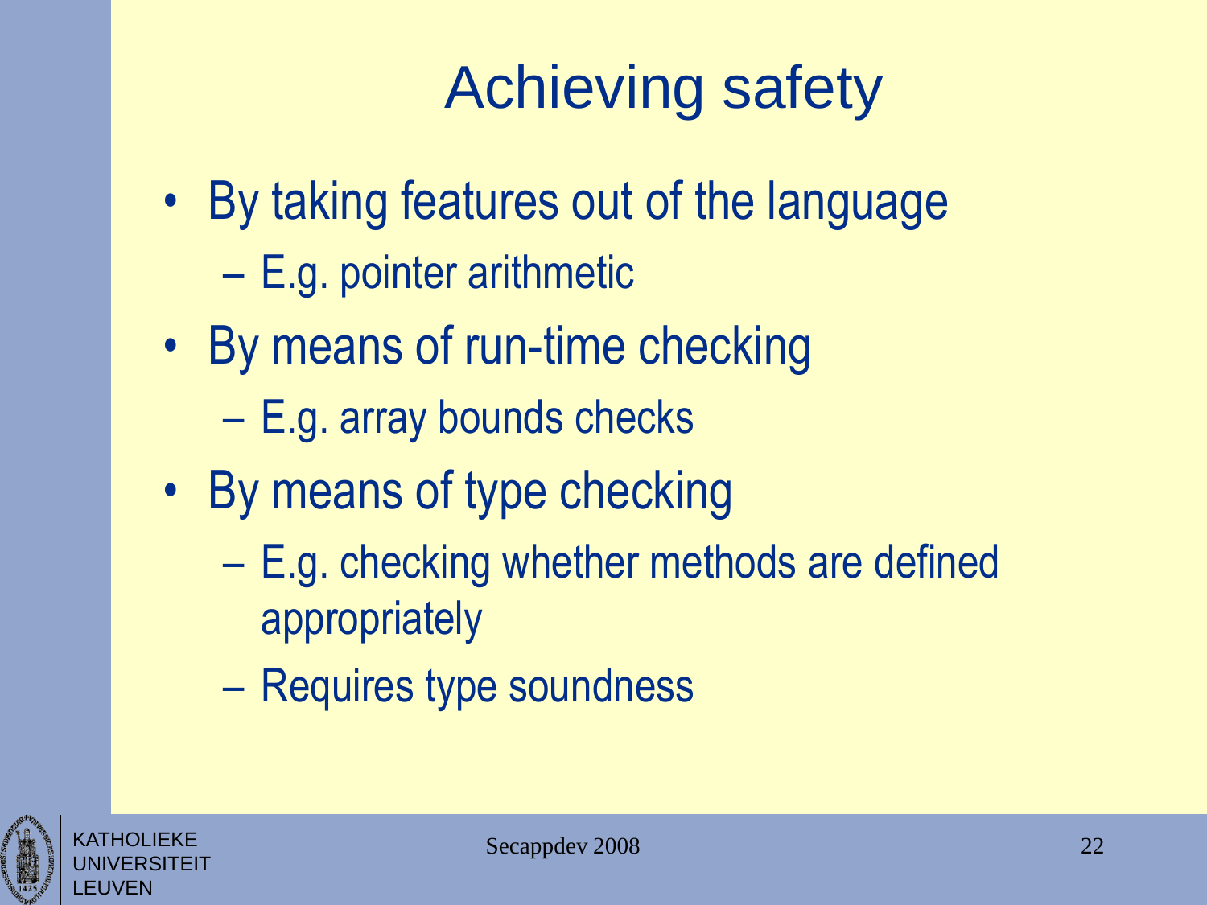# Achieving safety

- By taking features out of the language
  - E.g. pointer arithmetic
- By means of run-time checking
  - E.g. array bounds checks
- By means of type checking
  - E.g. checking whether methods are defined appropriately
  - Requires type soundness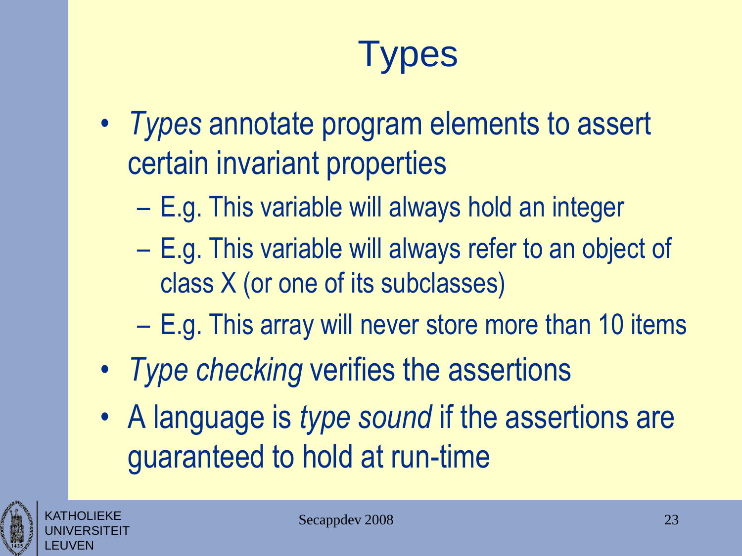# Types

- *Types* annotate program elements to assert certain invariant properties
  - E.g. This variable will always hold an integer
  - E.g. This variable will always refer to an object of class X (or one of its subclasses)
  - E.g. This array will never store more than 10 items
- *Type checking* verifies the assertions
- A language is *type sound* if the assertions are guaranteed to hold at run-time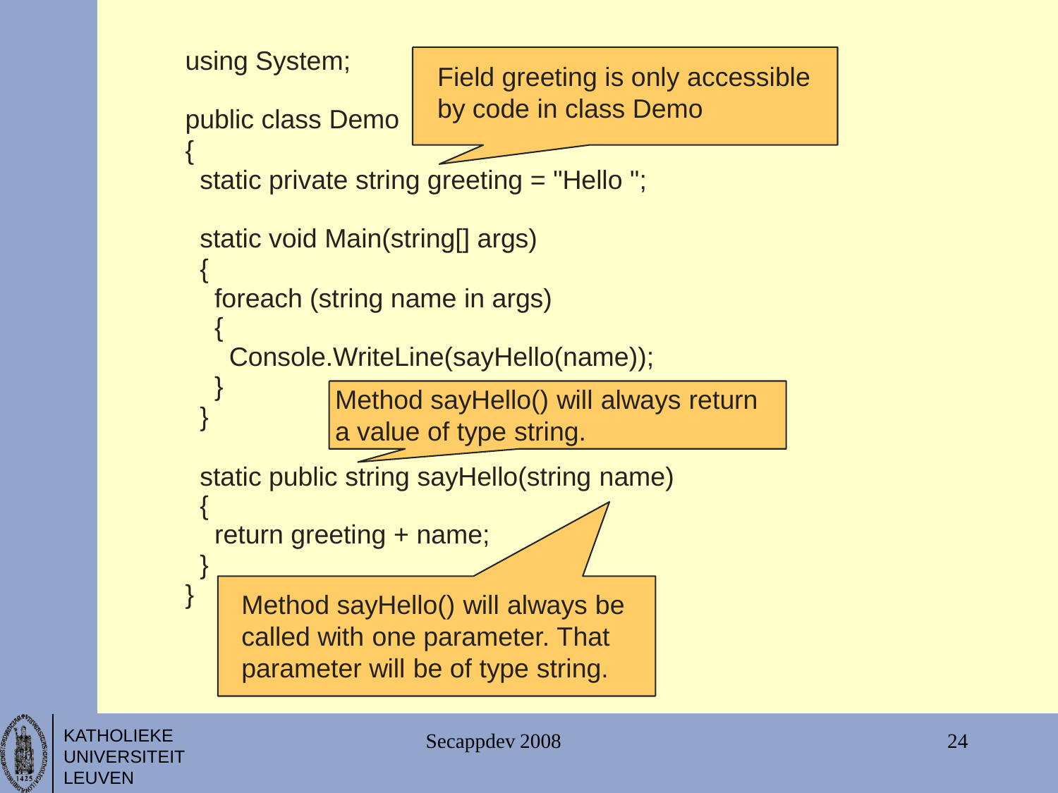```
using System;

public class Demo
{
  static private string greeting = "Hello ";

  static void Main(string[] args)
  {
    foreach (string name in args)
    {
      Console.WriteLine(sayHello(name));
    }
  }

  static public string sayHello(string name)
  {
    return greeting + name;
  }
}
```

Field greeting is only accessible by code in class Demo

Method sayHello() will always return a value of type string.

Method sayHello() will always be called with one parameter. That parameter will be of type string.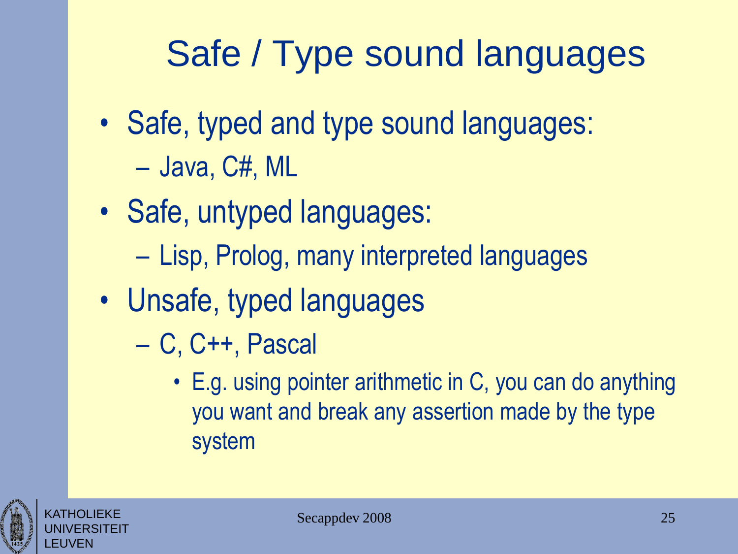# Safe / Type sound languages

- Safe, typed and type sound languages:
  - Java, C#, ML
- Safe, untyped languages:
  - Lisp, Prolog, many interpreted languages
- Unsafe, typed languages
  - C, C++, Pascal
    - E.g. using pointer arithmetic in C, you can do anything you want and break any assertion made by the type system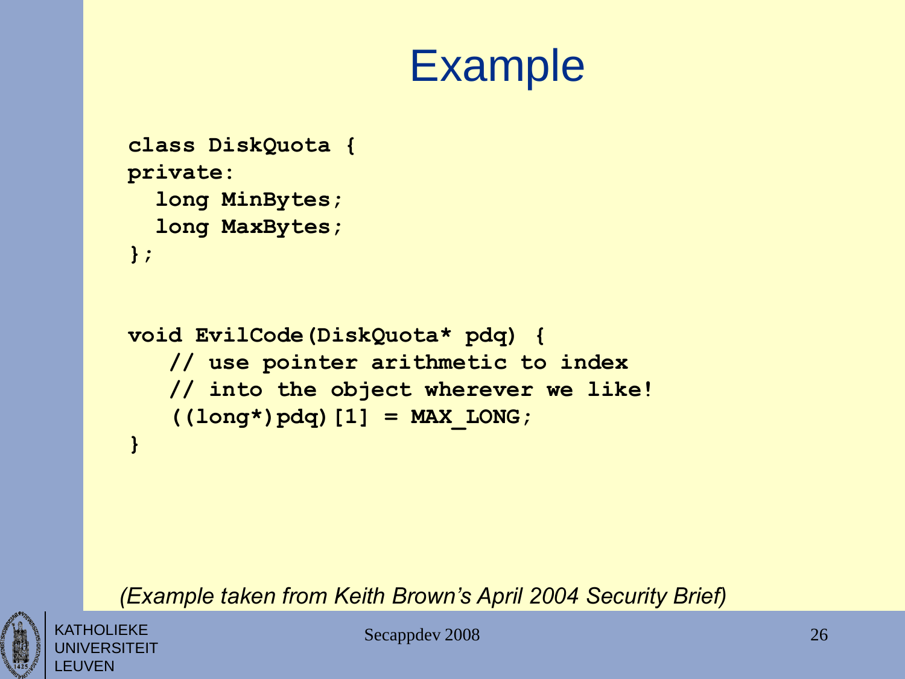# Example

```
class DiskQuota {
private:
  long MinBytes;
  long MaxBytes;
};


void EvilCode(DiskQuota* pdq) {
   // use pointer arithmetic to index
   // into the object wherever we like!
   ((long*)pdq)[1] = MAX_LONG;
}
```

*(Example taken from Keith Brown's April 2004 Security Brief)*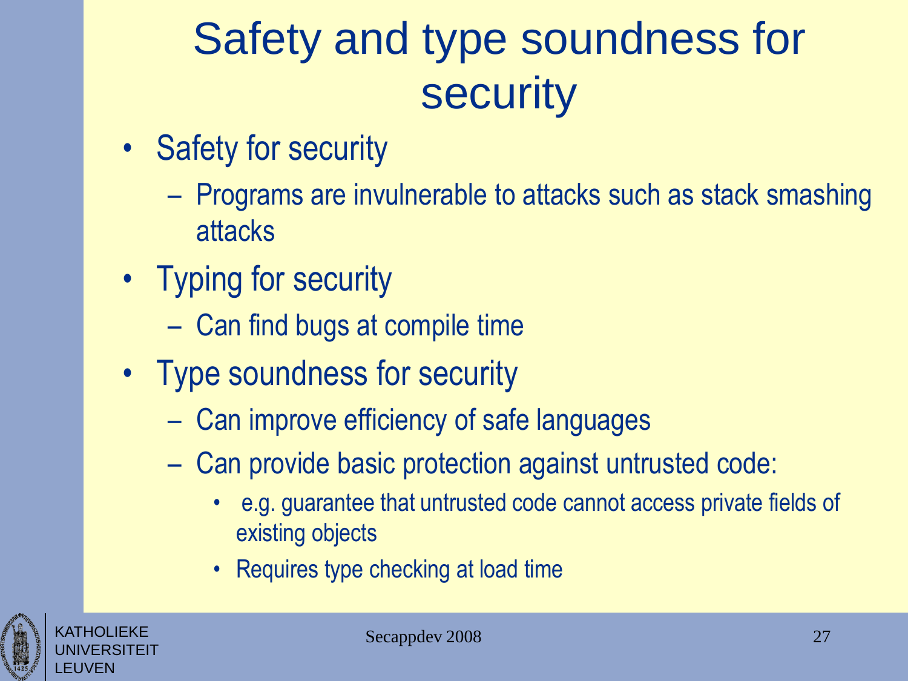# Safety and type soundness for security

- Safety for security
  - Programs are invulnerable to attacks such as stack smashing attacks
- Typing for security
  - Can find bugs at compile time
- Type soundness for security
  - Can improve efficiency of safe languages
  - Can provide basic protection against untrusted code:
    - e.g. guarantee that untrusted code cannot access private fields of existing objects
    - Requires type checking at load time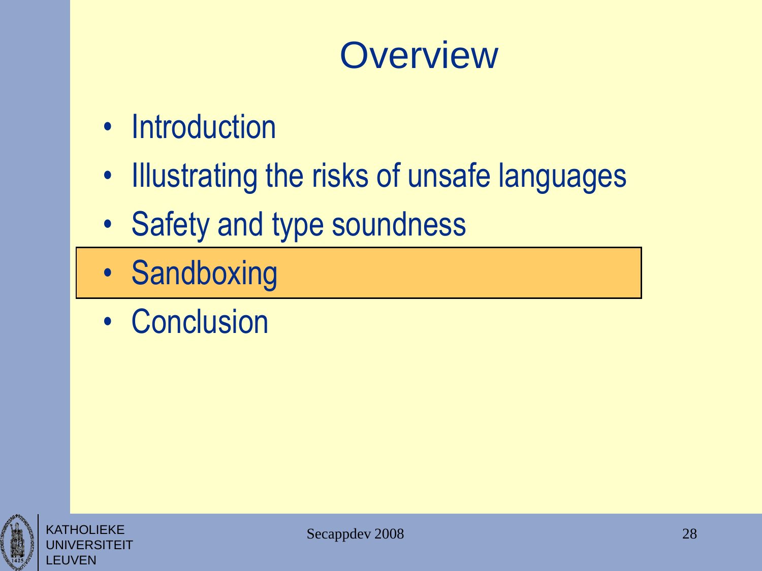# Overview

- Introduction
- Illustrating the risks of unsafe languages
- Safety and type soundness
- **Sandboxing**
- Conclusion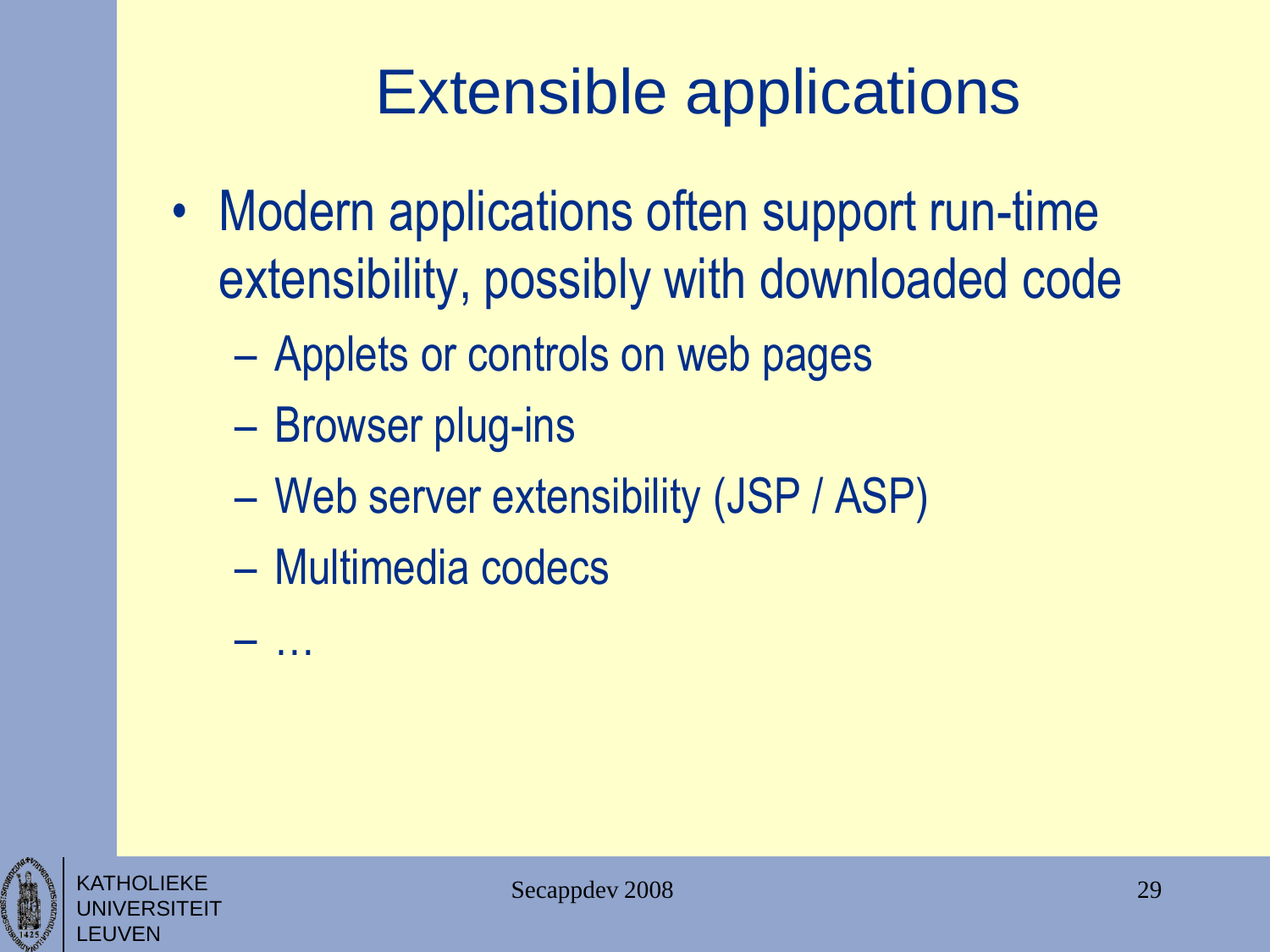# Extensible applications

- Modern applications often support run-time extensibility, possibly with downloaded code
  - Applets or controls on web pages
  - Browser plug-ins
  - Web server extensibility (JSP / ASP)
  - Multimedia codecs
  - …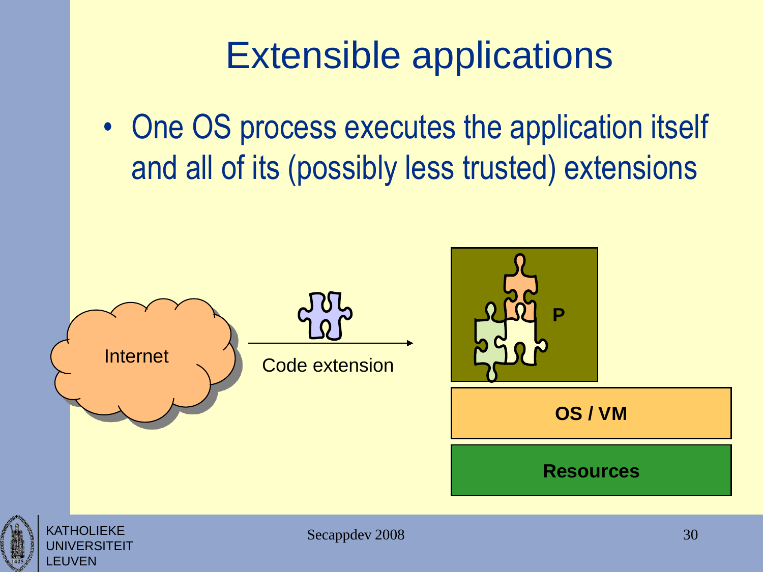# Extensible applications

- One OS process executes the application itself and all of its (possibly less trusted) extensions

Internet

Code extension

P

OS / VM

Resources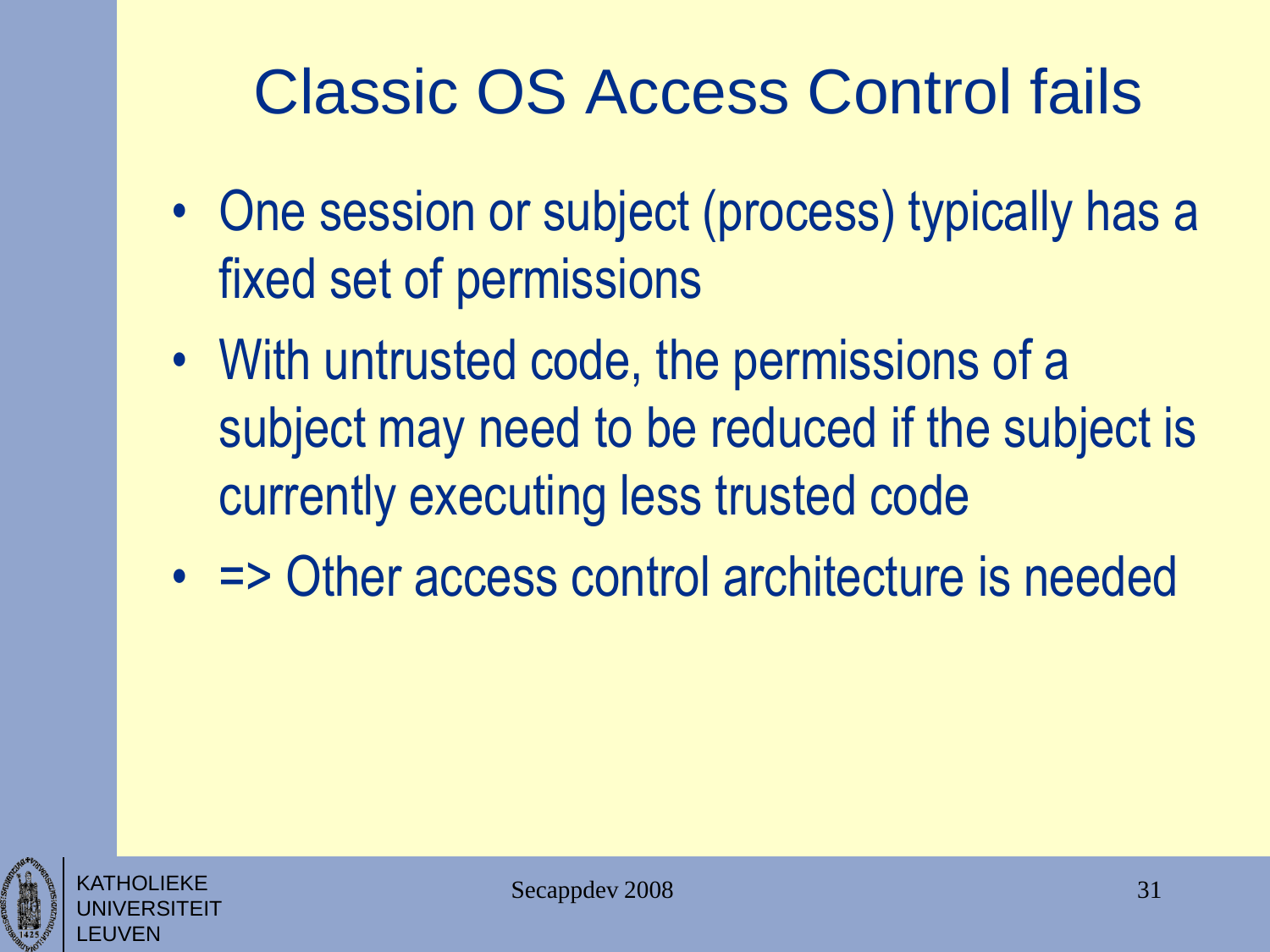# Classic OS Access Control fails

- One session or subject (process) typically has a fixed set of permissions
- With untrusted code, the permissions of a subject may need to be reduced if the subject is currently executing less trusted code
- => Other access control architecture is needed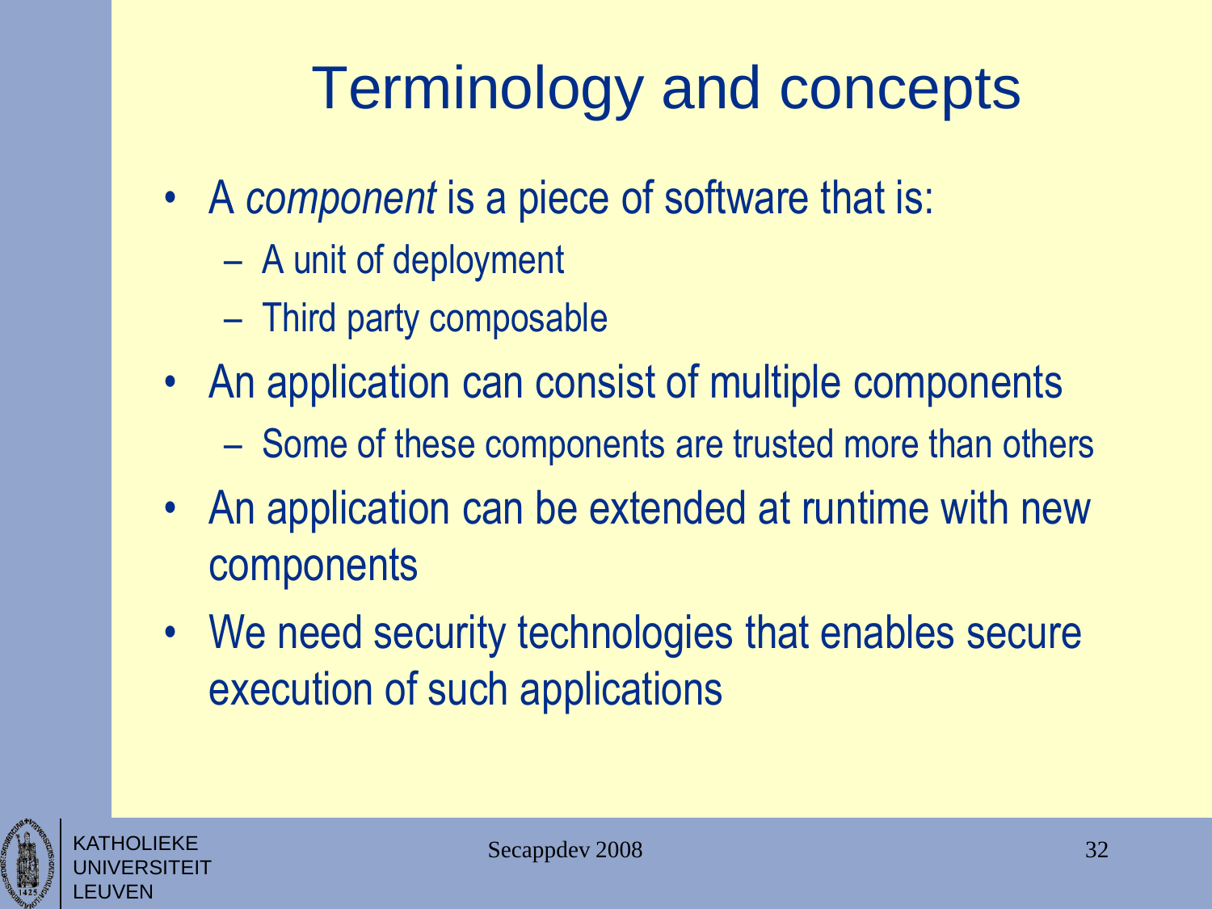# Terminology and concepts

- A *component* is a piece of software that is:
  - A unit of deployment
  - Third party composable
- An application can consist of multiple components
  - Some of these components are trusted more than others
- An application can be extended at runtime with new components
- We need security technologies that enables secure execution of such applications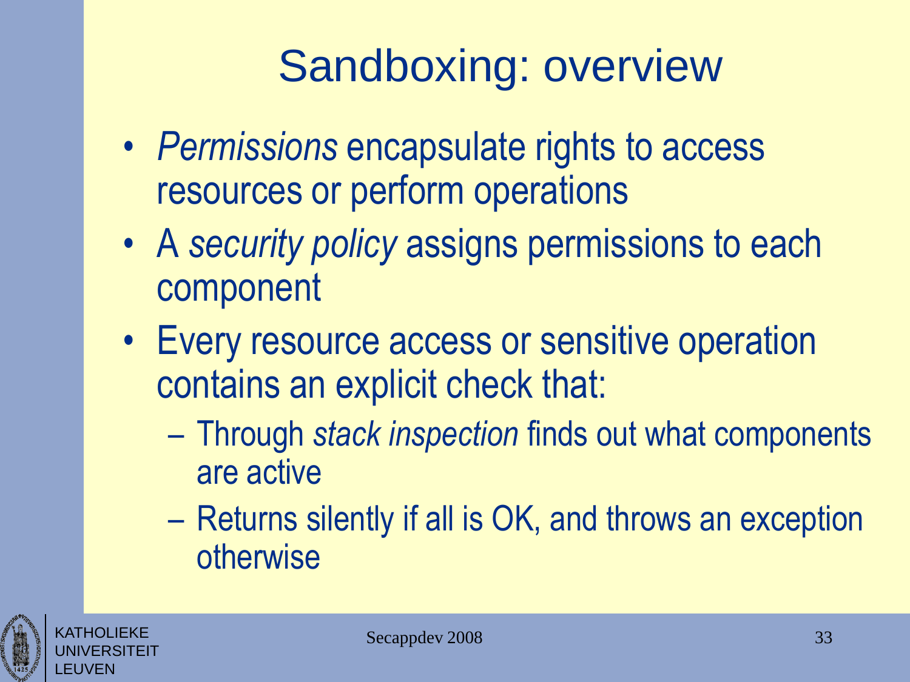# Sandboxing: overview

- *Permissions* encapsulate rights to access resources or perform operations
- A *security policy* assigns permissions to each component
- Every resource access or sensitive operation contains an explicit check that:
  - Through *stack inspection* finds out what components are active
  - Returns silently if all is OK, and throws an exception otherwise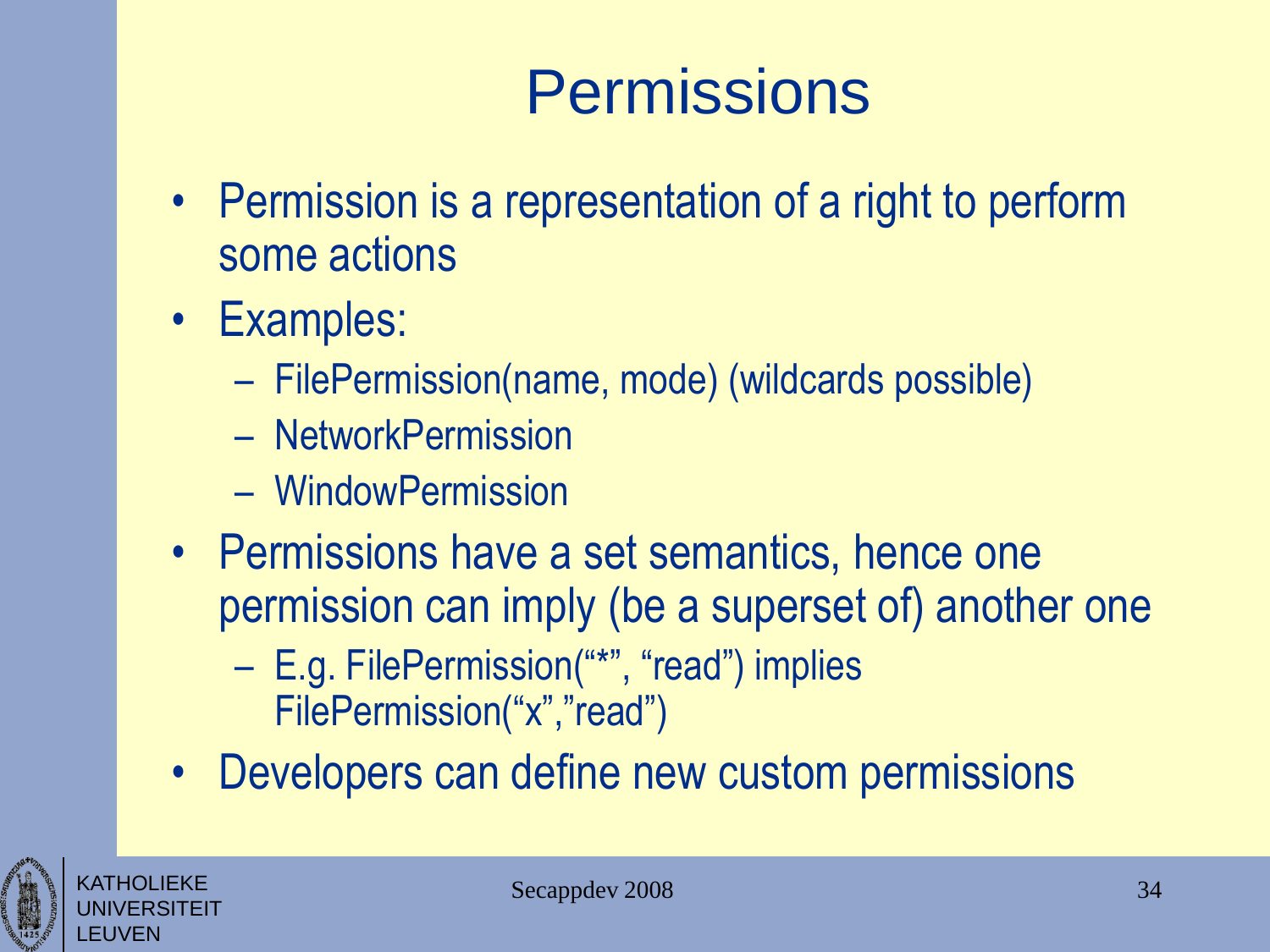# Permissions

- Permission is a representation of a right to perform some actions
- Examples:
  - FilePermission(name, mode) (wildcards possible)
  - NetworkPermission
  - WindowPermission
- Permissions have a set semantics, hence one permission can imply (be a superset of) another one
  - E.g. FilePermission("*", "read") implies FilePermission("x","read")
- Developers can define new custom permissions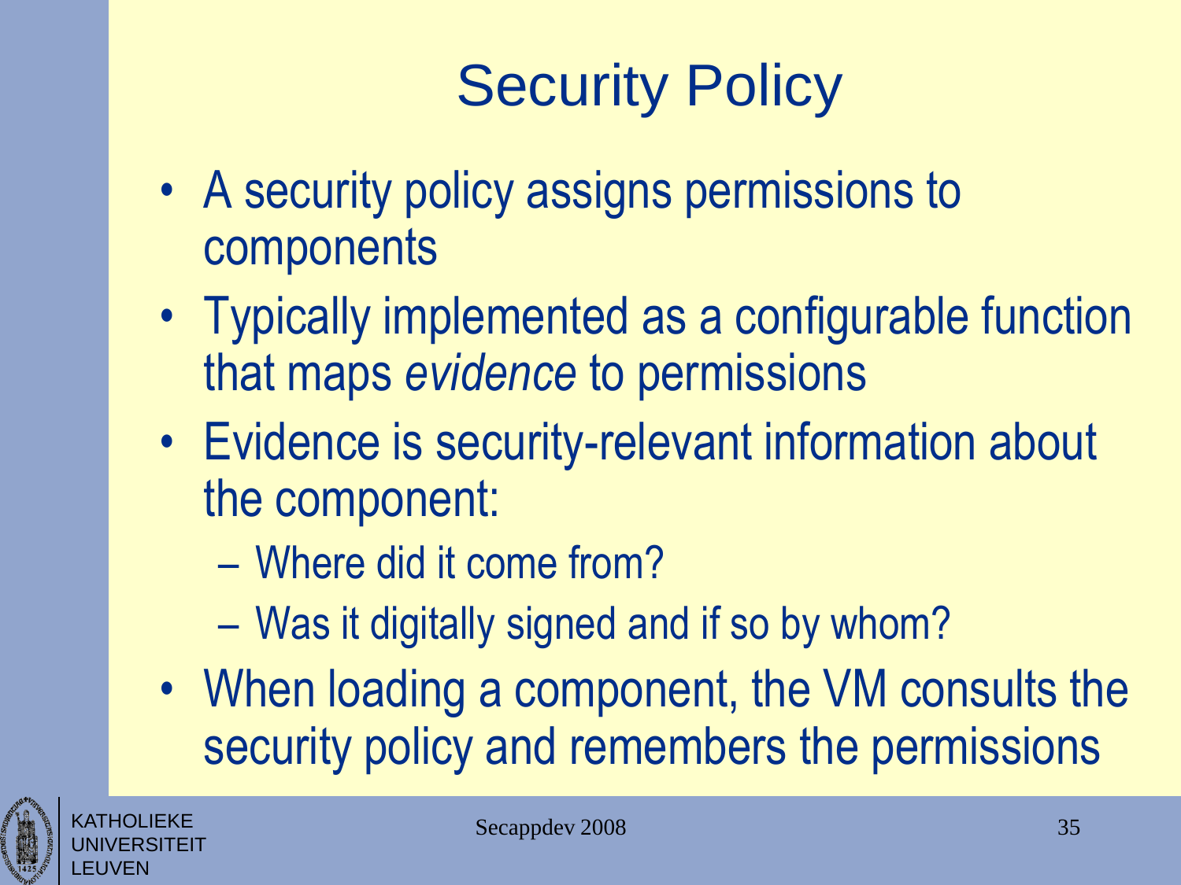# Security Policy

- A security policy assigns permissions to components
- Typically implemented as a configurable function that maps *evidence* to permissions
- Evidence is security-relevant information about the component:
  - Where did it come from?
  - Was it digitally signed and if so by whom?
- When loading a component, the VM consults the security policy and remembers the permissions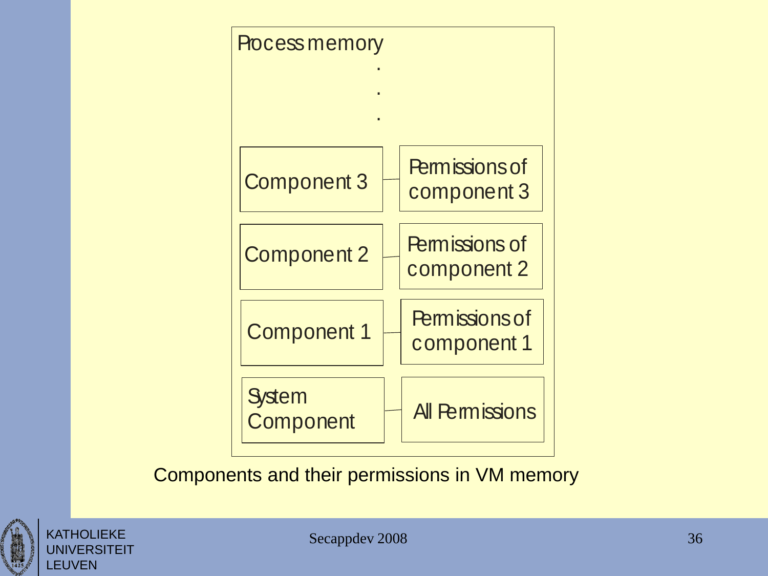Process memory

.
.
.

| Component | Permissions |
| --- | --- |
| Component 3 | Permissions of component 3 |
| Component 2 | Permissions of component 2 |
| Component 1 | Permissions of component 1 |
| System Component | All Permissions |

Components and their permissions in VM memory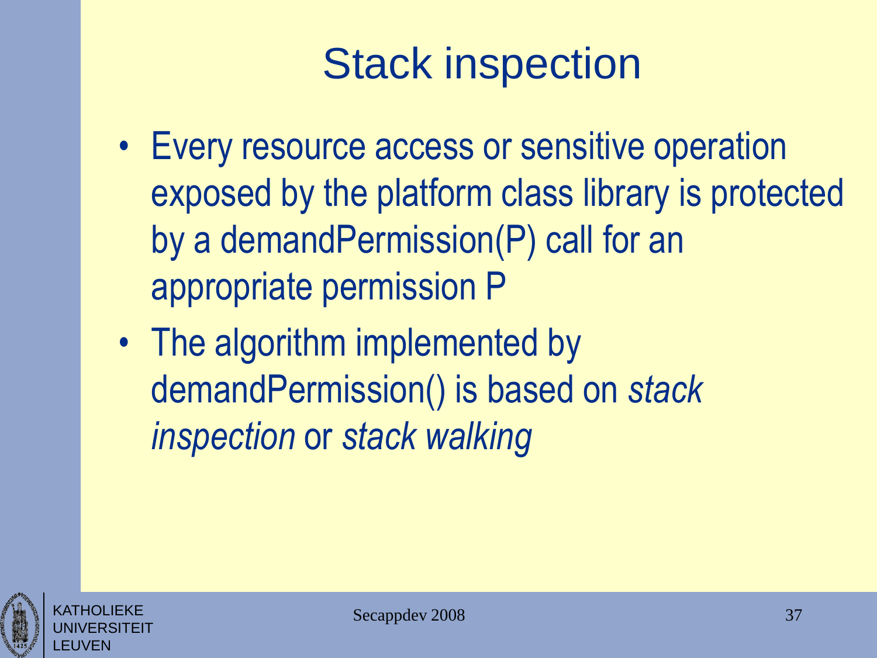# Stack inspection

- Every resource access or sensitive operation exposed by the platform class library is protected by a demandPermission(P) call for an appropriate permission P
- The algorithm implemented by demandPermission() is based on *stack inspection* or *stack walking*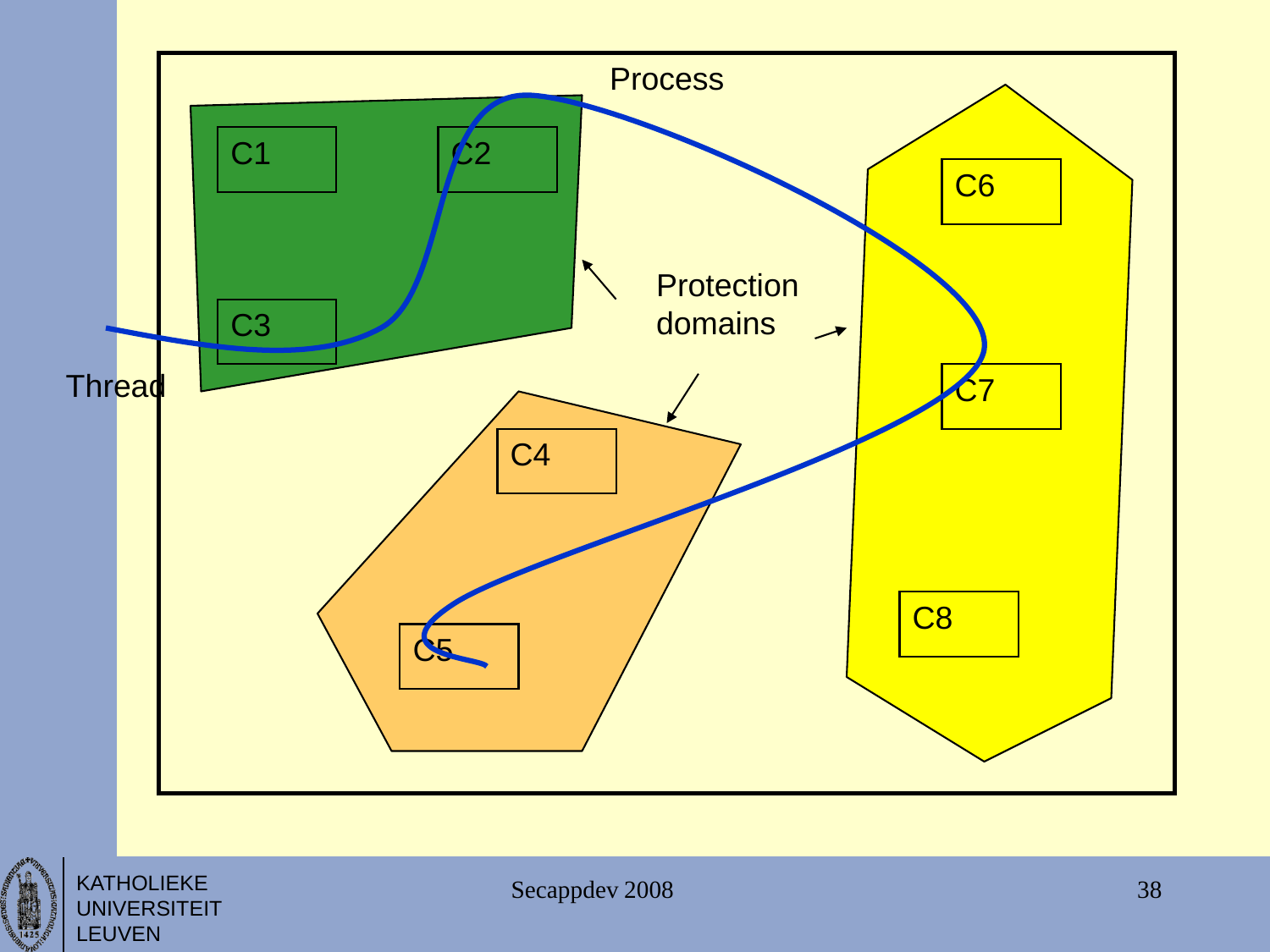Process

C1 C2

C3

Thread

Protection domains

C4

C5

C6

C7

C8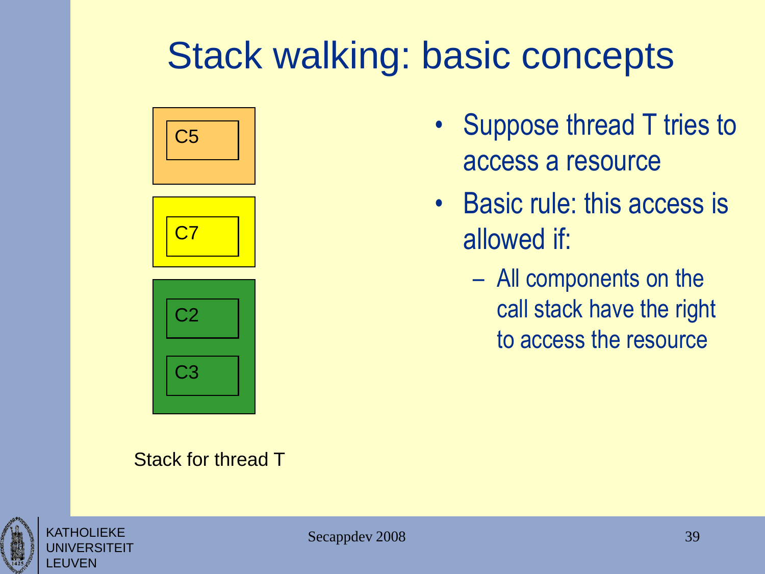# Stack walking: basic concepts

C5

C7

C2

C3

Stack for thread T

- Suppose thread T tries to access a resource
- Basic rule: this access is allowed if:
  - All components on the call stack have the right to access the resource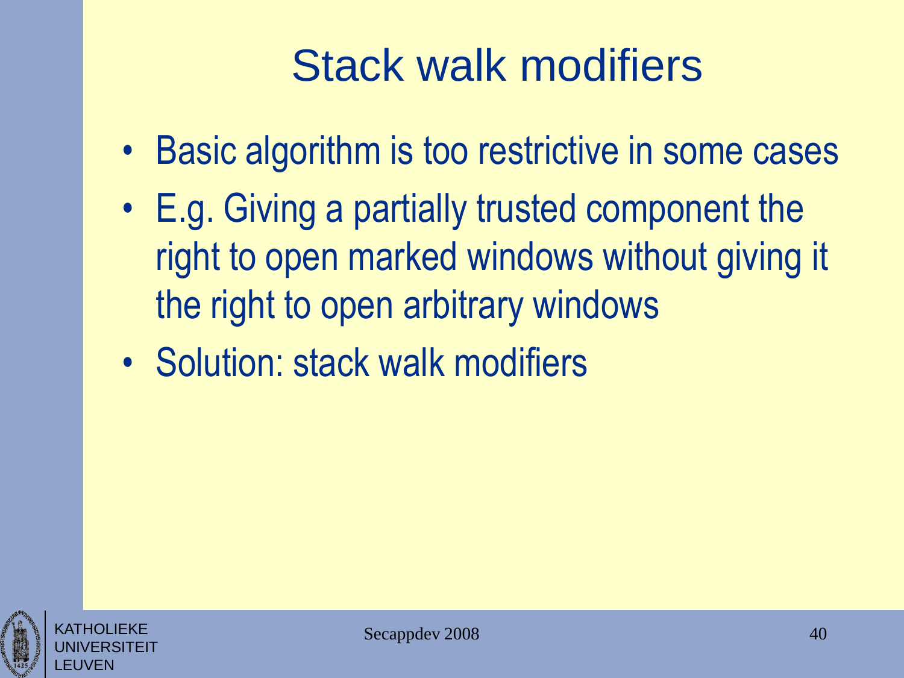# Stack walk modifiers

- Basic algorithm is too restrictive in some cases
- E.g. Giving a partially trusted component the right to open marked windows without giving it the right to open arbitrary windows
- Solution: stack walk modifiers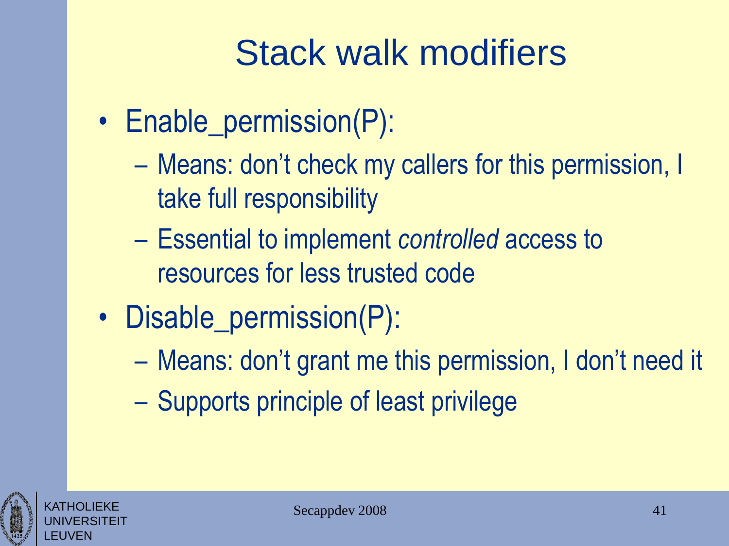# Stack walk modifiers

- Enable_permission(P):
  - Means: don’t check my callers for this permission, I take full responsibility
  - Essential to implement *controlled* access to resources for less trusted code
- Disable_permission(P):
  - Means: don’t grant me this permission, I don’t need it
  - Supports principle of least privilege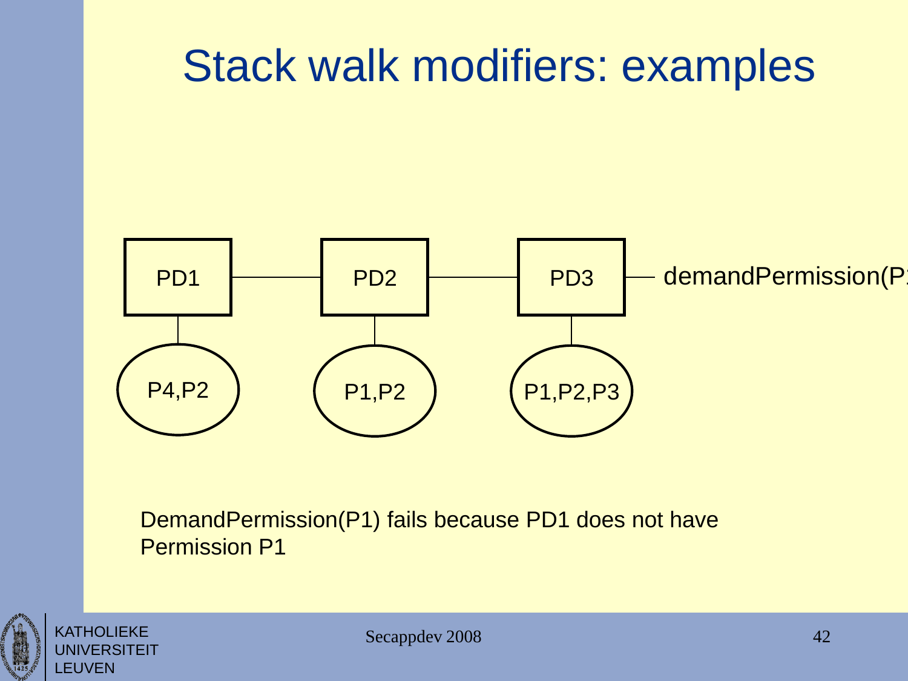# Stack walk modifiers: examples

PD1 — PD2 — PD3 — demandPermission(P1)

| PD1 | PD2 | PD3 |
|---|---|---|
| P4,P2 | P1,P2 | P1,P2,P3 |

DemandPermission(P1) fails because PD1 does not have Permission P1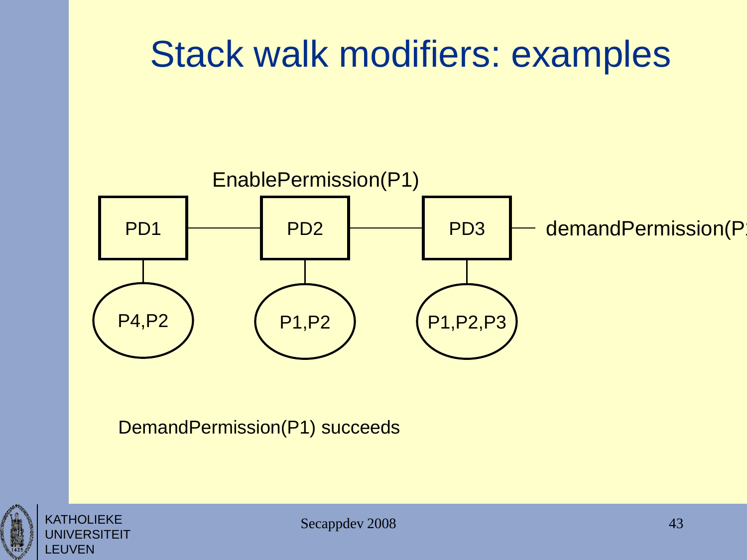# Stack walk modifiers: examples

EnablePermission(P1)

PD1 — PD2 — PD3 — demandPermission(P1)

- PD1: P4,P2
- PD2: P1,P2
- PD3: P1,P2,P3

DemandPermission(P1) succeeds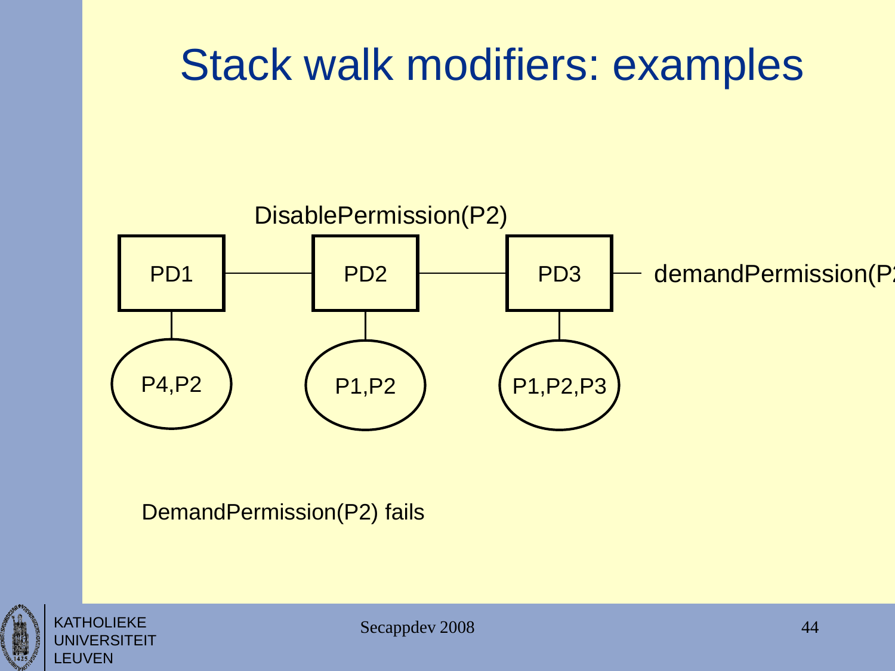# Stack walk modifiers: examples

DisablePermission(P2)

PD1 — PD2 — PD3 — demandPermission(P2

PD1: P4,P2

PD2: P1,P2

PD3: P1,P2,P3

DemandPermission(P2) fails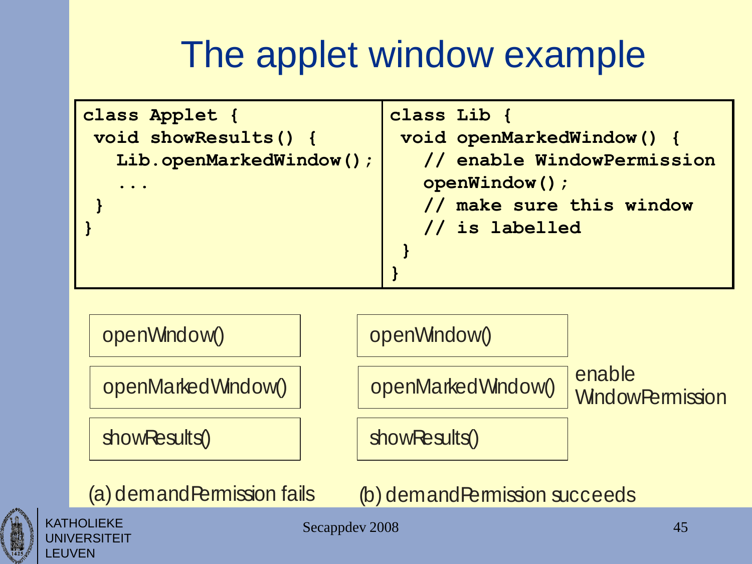# The applet window example

```
class Applet {
 void showResults() {
   Lib.openMarkedWindow();
   ...
 }
}
```

```
class Lib {
 void openMarkedWindow() {
   // enable WindowPermission
   openWindow();
   // make sure this window
   // is labelled
 }
}
```

| (a) demandPermission fails |
|---|
| openWindow() |
| openMarkedWindow() |
| showResults() |

| (b) demandPermission succeeds | |
|---|---|
| openWindow() | |
| openMarkedWindow() | enable WindowPermission |
| showResults() | |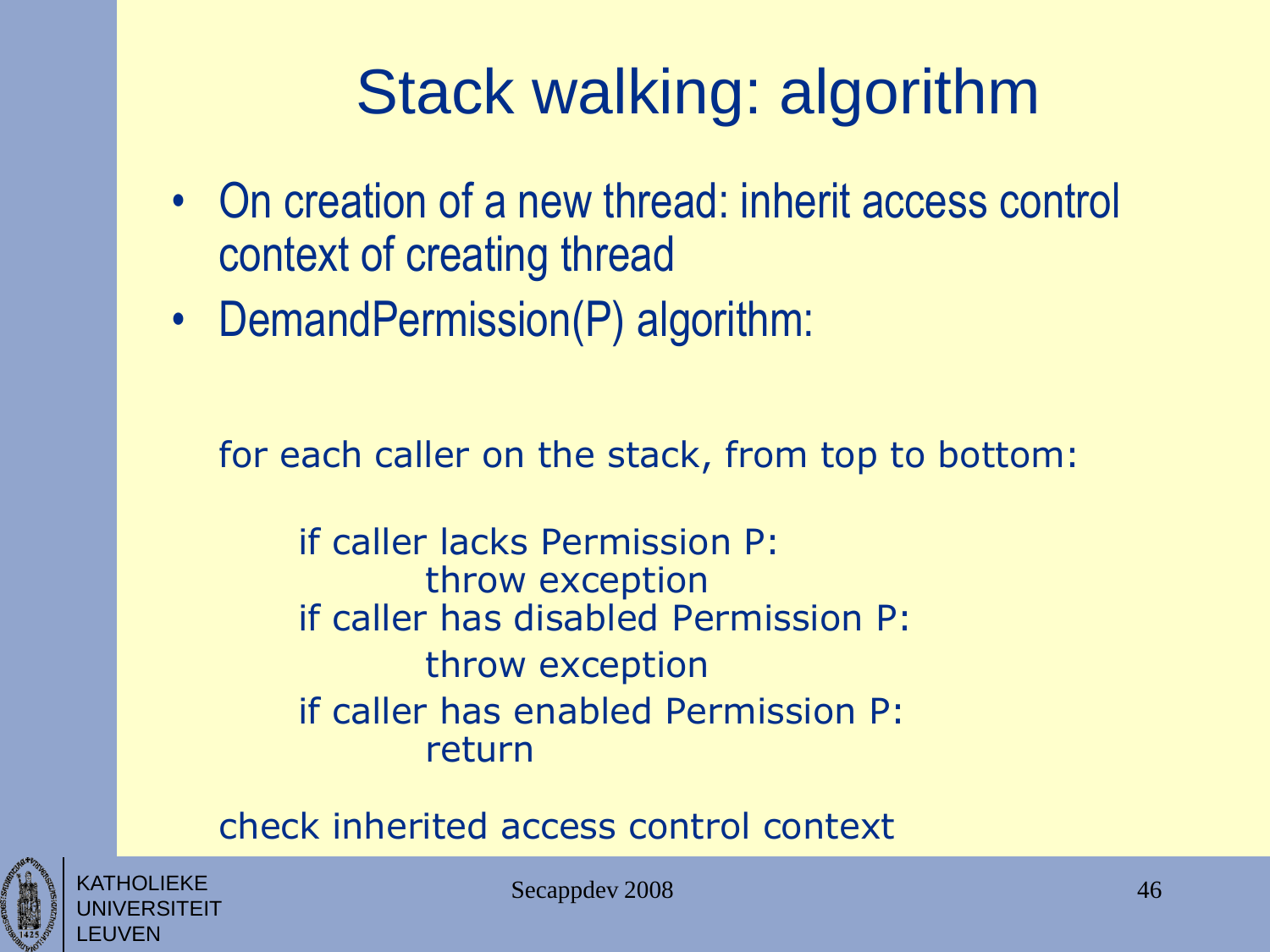# Stack walking: algorithm

- On creation of a new thread: inherit access control context of creating thread
- DemandPermission(P) algorithm:

```
for each caller on the stack, from top to bottom:

    if caller lacks Permission P:
        throw exception
    if caller has disabled Permission P:
        throw exception
    if caller has enabled Permission P:
        return

check inherited access control context
```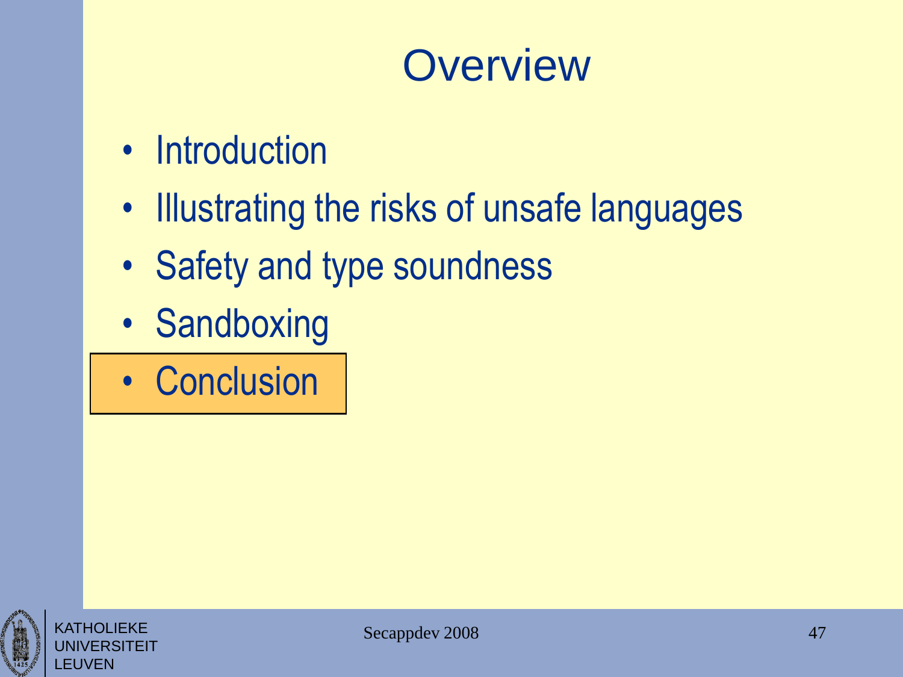# Overview

- Introduction
- Illustrating the risks of unsafe languages
- Safety and type soundness
- Sandboxing
- **Conclusion**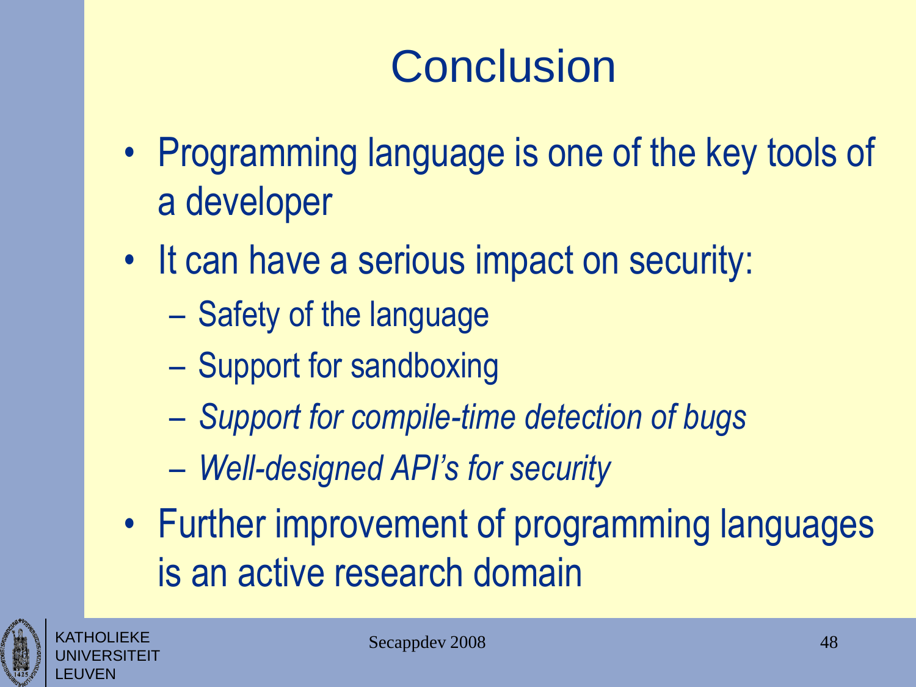# Conclusion

- Programming language is one of the key tools of a developer
- It can have a serious impact on security:
  - Safety of the language
  - Support for sandboxing
  - *Support for compile-time detection of bugs*
  - *Well-designed API's for security*
- Further improvement of programming languages is an active research domain